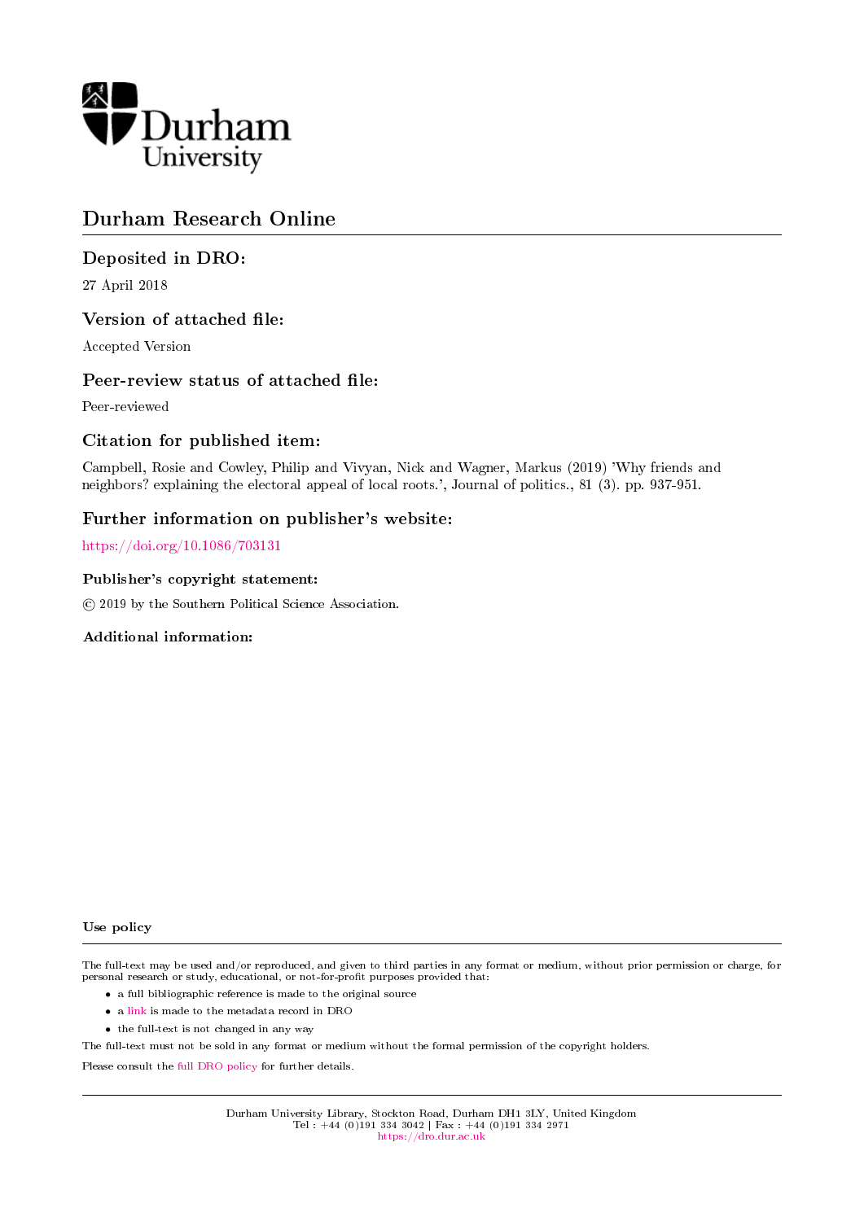Durham University

# Durham Research Online

## Deposited in DRO:

27 April 2018

## Version of attached file:

Accepted Version

## Peer-review status of attached file:

Peer-reviewed

## Citation for published item:

Campbell, Rosie and Cowley, Philip and Vivyan, Nick and Wagner, Markus (2019) 'Why friends and neighbors? explaining the electoral appeal of local roots.', Journal of politics., 81 (3). pp. 937-951.

## Further information on publisher's website:

https://doi.org/10.1086/703131

### Publisher's copyright statement:

© 2019 by the Southern Political Science Association.

### Additional information:

#### Use policy

The full-text may be used and/or reproduced, and given to third parties in any format or medium, without prior permission or charge, for personal research or study, educational, or not-for-profit purposes provided that:

- a full bibliographic reference is made to the original source
- a link is made to the metadata record in DRO
- the full-text is not changed in any way

The full-text must not be sold in any format or medium without the formal permission of the copyright holders.

Please consult the full DRO policy for further details.

Durham University Library, Stockton Road, Durham DH1 3LY, United Kingdom
Tel : +44 (0)191 334 3042 | Fax : +44 (0)191 334 2971
https://dro.dur.ac.uk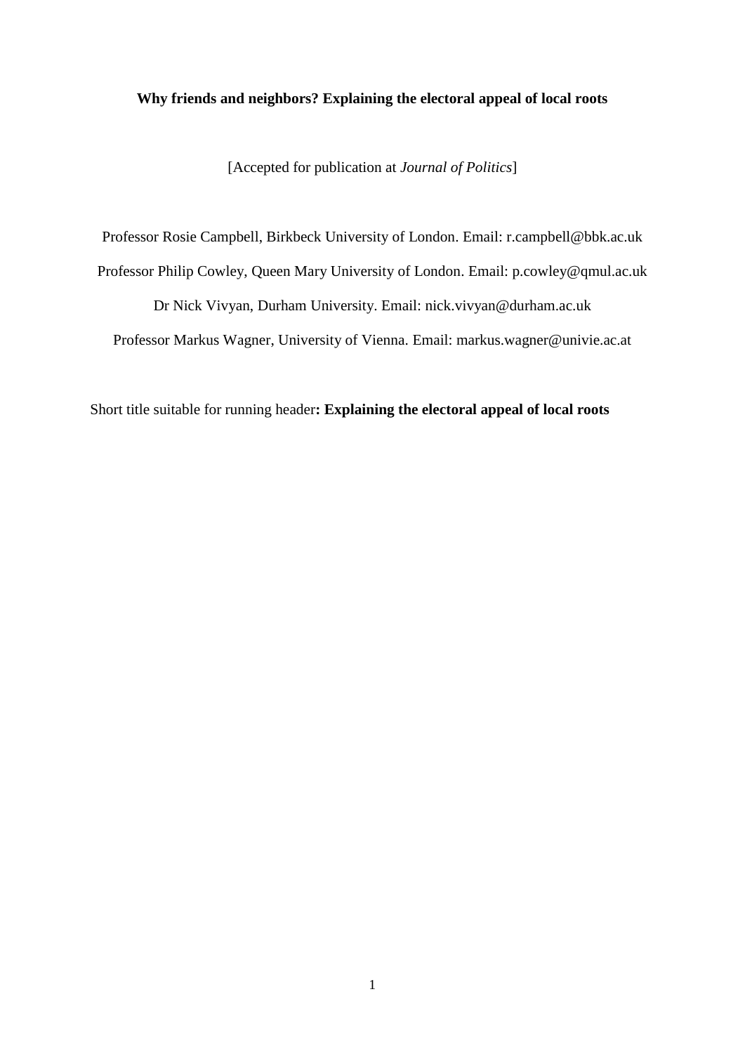**Why friends and neighbors? Explaining the electoral appeal of local roots**

[Accepted for publication at *Journal of Politics*]

Professor Rosie Campbell, Birkbeck University of London. Email: r.campbell@bbk.ac.uk

Professor Philip Cowley, Queen Mary University of London. Email: p.cowley@qmul.ac.uk

Dr Nick Vivyan, Durham University. Email: nick.vivyan@durham.ac.uk

Professor Markus Wagner, University of Vienna. Email: markus.wagner@univie.ac.at

Short title suitable for running header**: Explaining the electoral appeal of local roots**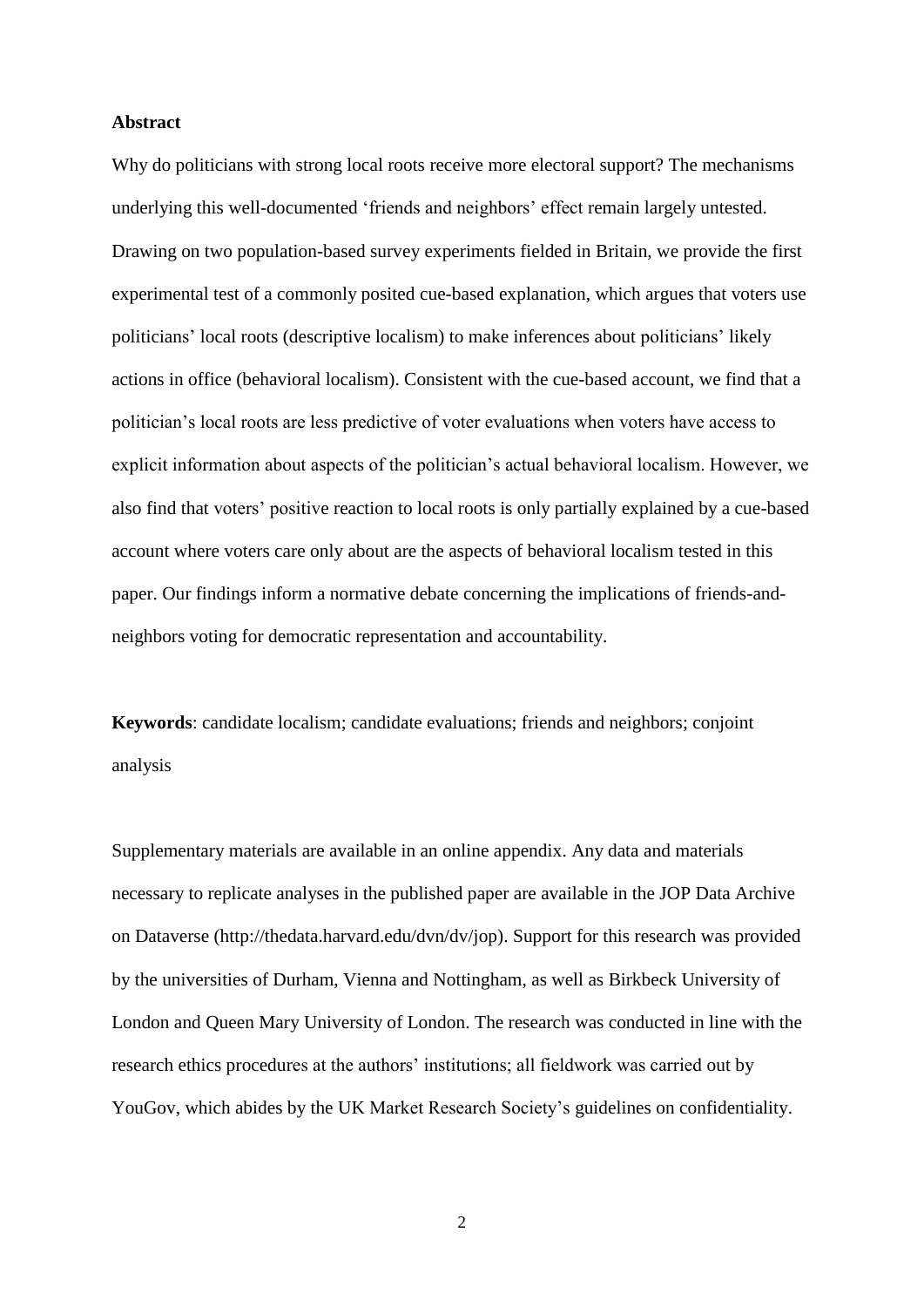**Abstract**

Why do politicians with strong local roots receive more electoral support? The mechanisms underlying this well-documented 'friends and neighbors' effect remain largely untested. Drawing on two population-based survey experiments fielded in Britain, we provide the first experimental test of a commonly posited cue-based explanation, which argues that voters use politicians' local roots (descriptive localism) to make inferences about politicians' likely actions in office (behavioral localism). Consistent with the cue-based account, we find that a politician's local roots are less predictive of voter evaluations when voters have access to explicit information about aspects of the politician's actual behavioral localism. However, we also find that voters' positive reaction to local roots is only partially explained by a cue-based account where voters care only about are the aspects of behavioral localism tested in this paper. Our findings inform a normative debate concerning the implications of friends-and-neighbors voting for democratic representation and accountability.

**Keywords**: candidate localism; candidate evaluations; friends and neighbors; conjoint analysis

Supplementary materials are available in an online appendix. Any data and materials necessary to replicate analyses in the published paper are available in the JOP Data Archive on Dataverse (http://thedata.harvard.edu/dvn/dv/jop). Support for this research was provided by the universities of Durham, Vienna and Nottingham, as well as Birkbeck University of London and Queen Mary University of London. The research was conducted in line with the research ethics procedures at the authors' institutions; all fieldwork was carried out by YouGov, which abides by the UK Market Research Society's guidelines on confidentiality.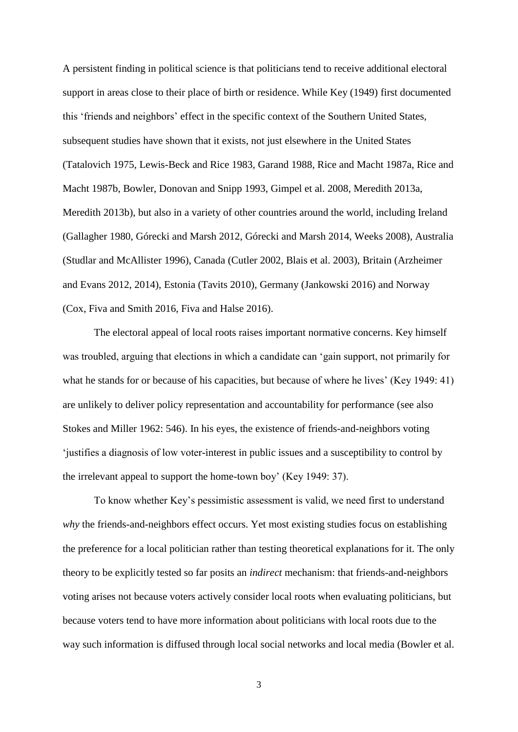A persistent finding in political science is that politicians tend to receive additional electoral support in areas close to their place of birth or residence. While Key (1949) first documented this 'friends and neighbors' effect in the specific context of the Southern United States, subsequent studies have shown that it exists, not just elsewhere in the United States (Tatalovich 1975, Lewis-Beck and Rice 1983, Garand 1988, Rice and Macht 1987a, Rice and Macht 1987b, Bowler, Donovan and Snipp 1993, Gimpel et al. 2008, Meredith 2013a, Meredith 2013b), but also in a variety of other countries around the world, including Ireland (Gallagher 1980, Górecki and Marsh 2012, Górecki and Marsh 2014, Weeks 2008), Australia (Studlar and McAllister 1996), Canada (Cutler 2002, Blais et al. 2003), Britain (Arzheimer and Evans 2012, 2014), Estonia (Tavits 2010), Germany (Jankowski 2016) and Norway (Cox, Fiva and Smith 2016, Fiva and Halse 2016).

The electoral appeal of local roots raises important normative concerns. Key himself was troubled, arguing that elections in which a candidate can 'gain support, not primarily for what he stands for or because of his capacities, but because of where he lives' (Key 1949: 41) are unlikely to deliver policy representation and accountability for performance (see also Stokes and Miller 1962: 546). In his eyes, the existence of friends-and-neighbors voting 'justifies a diagnosis of low voter-interest in public issues and a susceptibility to control by the irrelevant appeal to support the home-town boy' (Key 1949: 37).

To know whether Key's pessimistic assessment is valid, we need first to understand *why* the friends-and-neighbors effect occurs. Yet most existing studies focus on establishing the preference for a local politician rather than testing theoretical explanations for it. The only theory to be explicitly tested so far posits an *indirect* mechanism: that friends-and-neighbors voting arises not because voters actively consider local roots when evaluating politicians, but because voters tend to have more information about politicians with local roots due to the way such information is diffused through local social networks and local media (Bowler et al.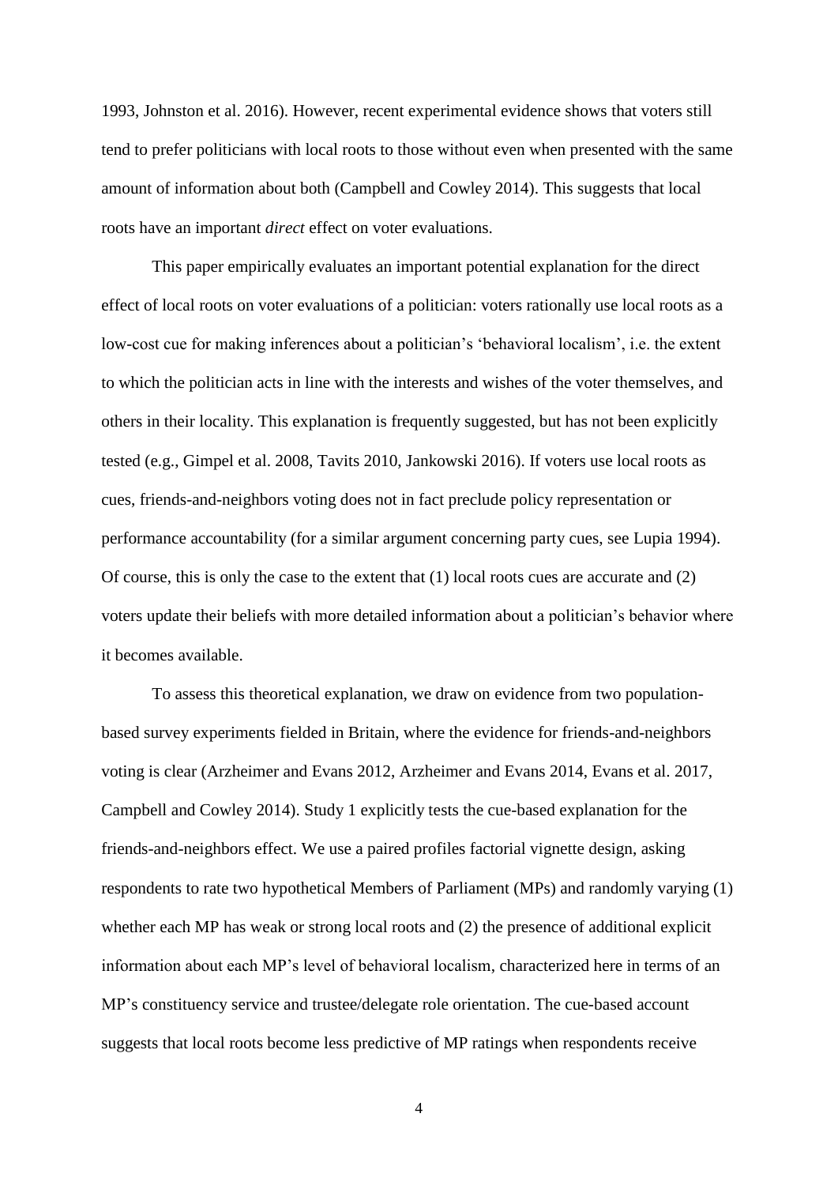1993, Johnston et al. 2016). However, recent experimental evidence shows that voters still tend to prefer politicians with local roots to those without even when presented with the same amount of information about both (Campbell and Cowley 2014). This suggests that local roots have an important *direct* effect on voter evaluations.

This paper empirically evaluates an important potential explanation for the direct effect of local roots on voter evaluations of a politician: voters rationally use local roots as a low-cost cue for making inferences about a politician's 'behavioral localism', i.e. the extent to which the politician acts in line with the interests and wishes of the voter themselves, and others in their locality. This explanation is frequently suggested, but has not been explicitly tested (e.g., Gimpel et al. 2008, Tavits 2010, Jankowski 2016). If voters use local roots as cues, friends-and-neighbors voting does not in fact preclude policy representation or performance accountability (for a similar argument concerning party cues, see Lupia 1994). Of course, this is only the case to the extent that (1) local roots cues are accurate and (2) voters update their beliefs with more detailed information about a politician's behavior where it becomes available.

To assess this theoretical explanation, we draw on evidence from two population-based survey experiments fielded in Britain, where the evidence for friends-and-neighbors voting is clear (Arzheimer and Evans 2012, Arzheimer and Evans 2014, Evans et al. 2017, Campbell and Cowley 2014). Study 1 explicitly tests the cue-based explanation for the friends-and-neighbors effect. We use a paired profiles factorial vignette design, asking respondents to rate two hypothetical Members of Parliament (MPs) and randomly varying (1) whether each MP has weak or strong local roots and (2) the presence of additional explicit information about each MP's level of behavioral localism, characterized here in terms of an MP's constituency service and trustee/delegate role orientation. The cue-based account suggests that local roots become less predictive of MP ratings when respondents receive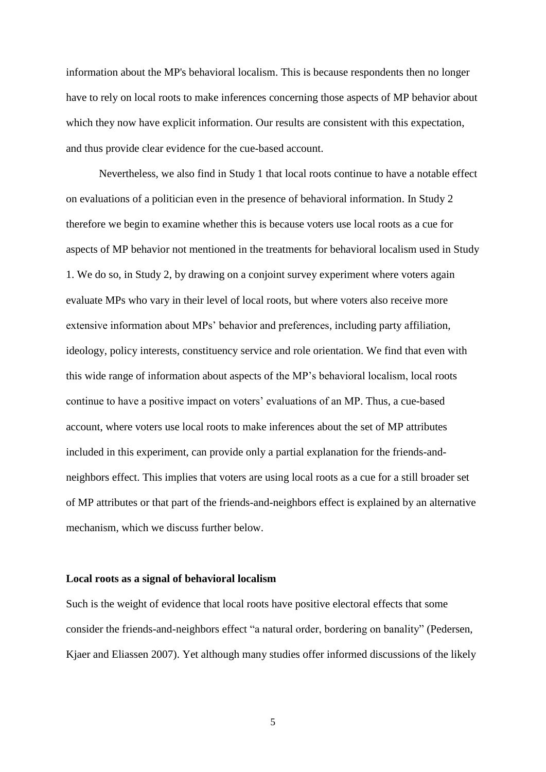information about the MP's behavioral localism. This is because respondents then no longer have to rely on local roots to make inferences concerning those aspects of MP behavior about which they now have explicit information. Our results are consistent with this expectation, and thus provide clear evidence for the cue-based account.

Nevertheless, we also find in Study 1 that local roots continue to have a notable effect on evaluations of a politician even in the presence of behavioral information. In Study 2 therefore we begin to examine whether this is because voters use local roots as a cue for aspects of MP behavior not mentioned in the treatments for behavioral localism used in Study 1. We do so, in Study 2, by drawing on a conjoint survey experiment where voters again evaluate MPs who vary in their level of local roots, but where voters also receive more extensive information about MPs' behavior and preferences, including party affiliation, ideology, policy interests, constituency service and role orientation. We find that even with this wide range of information about aspects of the MP's behavioral localism, local roots continue to have a positive impact on voters' evaluations of an MP. Thus, a cue-based account, where voters use local roots to make inferences about the set of MP attributes included in this experiment, can provide only a partial explanation for the friends-and-neighbors effect. This implies that voters are using local roots as a cue for a still broader set of MP attributes or that part of the friends-and-neighbors effect is explained by an alternative mechanism, which we discuss further below.

### Local roots as a signal of behavioral localism

Such is the weight of evidence that local roots have positive electoral effects that some consider the friends-and-neighbors effect "a natural order, bordering on banality" (Pedersen, Kjaer and Eliassen 2007). Yet although many studies offer informed discussions of the likely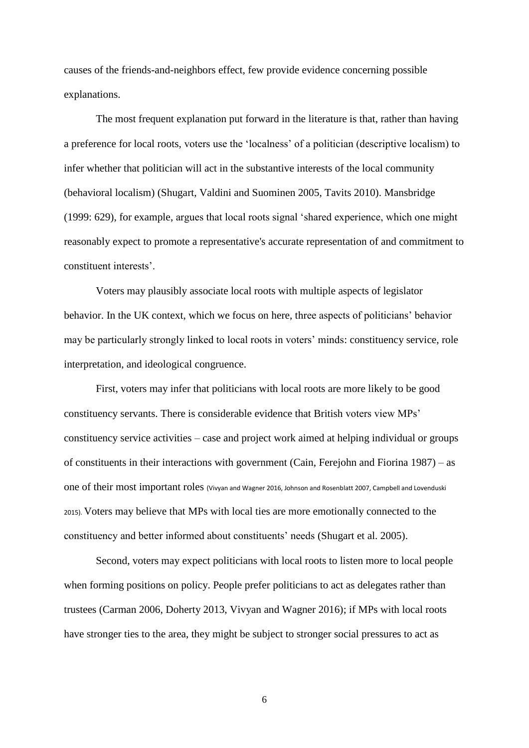causes of the friends-and-neighbors effect, few provide evidence concerning possible explanations.

The most frequent explanation put forward in the literature is that, rather than having a preference for local roots, voters use the 'localness' of a politician (descriptive localism) to infer whether that politician will act in the substantive interests of the local community (behavioral localism) (Shugart, Valdini and Suominen 2005, Tavits 2010). Mansbridge (1999: 629), for example, argues that local roots signal 'shared experience, which one might reasonably expect to promote a representative's accurate representation of and commitment to constituent interests'.

Voters may plausibly associate local roots with multiple aspects of legislator behavior. In the UK context, which we focus on here, three aspects of politicians' behavior may be particularly strongly linked to local roots in voters' minds: constituency service, role interpretation, and ideological congruence.

First, voters may infer that politicians with local roots are more likely to be good constituency servants. There is considerable evidence that British voters view MPs' constituency service activities – case and project work aimed at helping individual or groups of constituents in their interactions with government (Cain, Ferejohn and Fiorina 1987) – as one of their most important roles (Vivyan and Wagner 2016, Johnson and Rosenblatt 2007, Campbell and Lovenduski 2015). Voters may believe that MPs with local ties are more emotionally connected to the constituency and better informed about constituents' needs (Shugart et al. 2005).

Second, voters may expect politicians with local roots to listen more to local people when forming positions on policy. People prefer politicians to act as delegates rather than trustees (Carman 2006, Doherty 2013, Vivyan and Wagner 2016); if MPs with local roots have stronger ties to the area, they might be subject to stronger social pressures to act as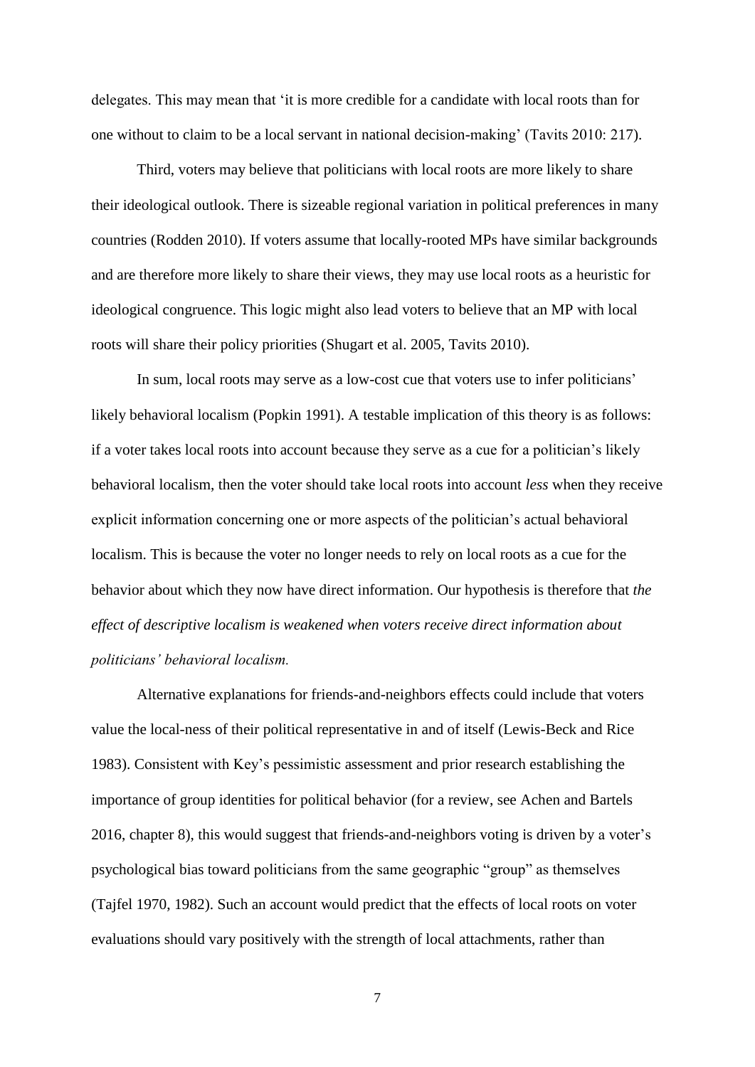delegates. This may mean that 'it is more credible for a candidate with local roots than for one without to claim to be a local servant in national decision-making' (Tavits 2010: 217).

Third, voters may believe that politicians with local roots are more likely to share their ideological outlook. There is sizeable regional variation in political preferences in many countries (Rodden 2010). If voters assume that locally-rooted MPs have similar backgrounds and are therefore more likely to share their views, they may use local roots as a heuristic for ideological congruence. This logic might also lead voters to believe that an MP with local roots will share their policy priorities (Shugart et al. 2005, Tavits 2010).

In sum, local roots may serve as a low-cost cue that voters use to infer politicians' likely behavioral localism (Popkin 1991). A testable implication of this theory is as follows: if a voter takes local roots into account because they serve as a cue for a politician's likely behavioral localism, then the voter should take local roots into account *less* when they receive explicit information concerning one or more aspects of the politician's actual behavioral localism. This is because the voter no longer needs to rely on local roots as a cue for the behavior about which they now have direct information. Our hypothesis is therefore that *the effect of descriptive localism is weakened when voters receive direct information about politicians' behavioral localism.*

Alternative explanations for friends-and-neighbors effects could include that voters value the local-ness of their political representative in and of itself (Lewis-Beck and Rice 1983). Consistent with Key's pessimistic assessment and prior research establishing the importance of group identities for political behavior (for a review, see Achen and Bartels 2016, chapter 8), this would suggest that friends-and-neighbors voting is driven by a voter's psychological bias toward politicians from the same geographic "group" as themselves (Tajfel 1970, 1982). Such an account would predict that the effects of local roots on voter evaluations should vary positively with the strength of local attachments, rather than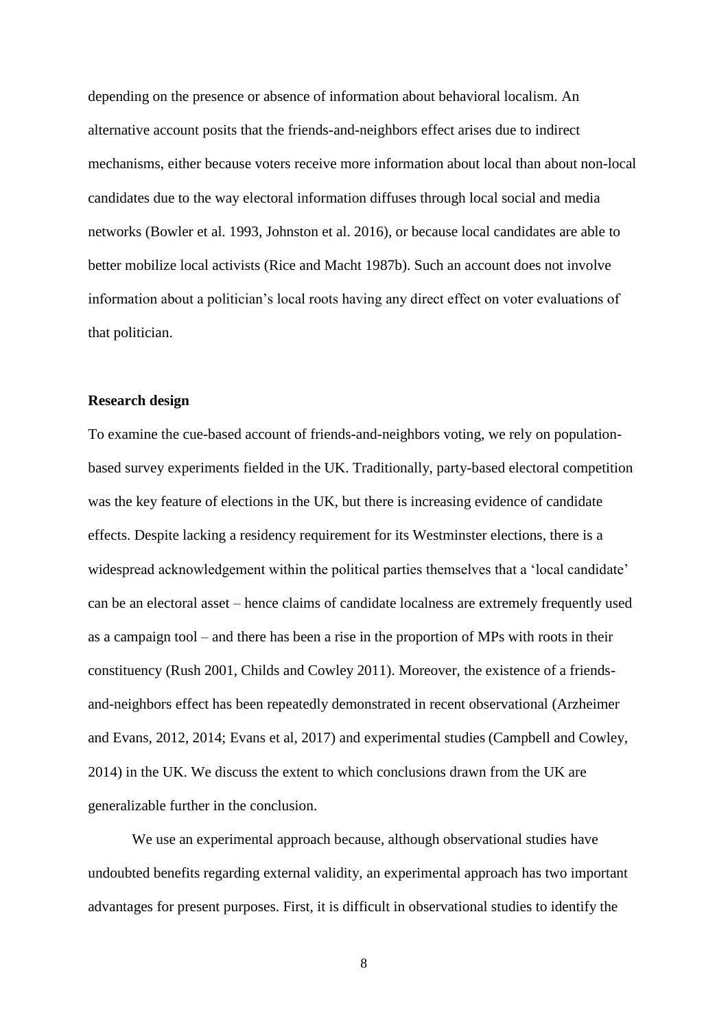depending on the presence or absence of information about behavioral localism. An alternative account posits that the friends-and-neighbors effect arises due to indirect mechanisms, either because voters receive more information about local than about non-local candidates due to the way electoral information diffuses through local social and media networks (Bowler et al. 1993, Johnston et al. 2016), or because local candidates are able to better mobilize local activists (Rice and Macht 1987b). Such an account does not involve information about a politician's local roots having any direct effect on voter evaluations of that politician.

## Research design

To examine the cue-based account of friends-and-neighbors voting, we rely on population-based survey experiments fielded in the UK. Traditionally, party-based electoral competition was the key feature of elections in the UK, but there is increasing evidence of candidate effects. Despite lacking a residency requirement for its Westminster elections, there is a widespread acknowledgement within the political parties themselves that a 'local candidate' can be an electoral asset – hence claims of candidate localness are extremely frequently used as a campaign tool – and there has been a rise in the proportion of MPs with roots in their constituency (Rush 2001, Childs and Cowley 2011). Moreover, the existence of a friends-and-neighbors effect has been repeatedly demonstrated in recent observational (Arzheimer and Evans, 2012, 2014; Evans et al, 2017) and experimental studies (Campbell and Cowley, 2014) in the UK. We discuss the extent to which conclusions drawn from the UK are generalizable further in the conclusion.

We use an experimental approach because, although observational studies have undoubted benefits regarding external validity, an experimental approach has two important advantages for present purposes. First, it is difficult in observational studies to identify the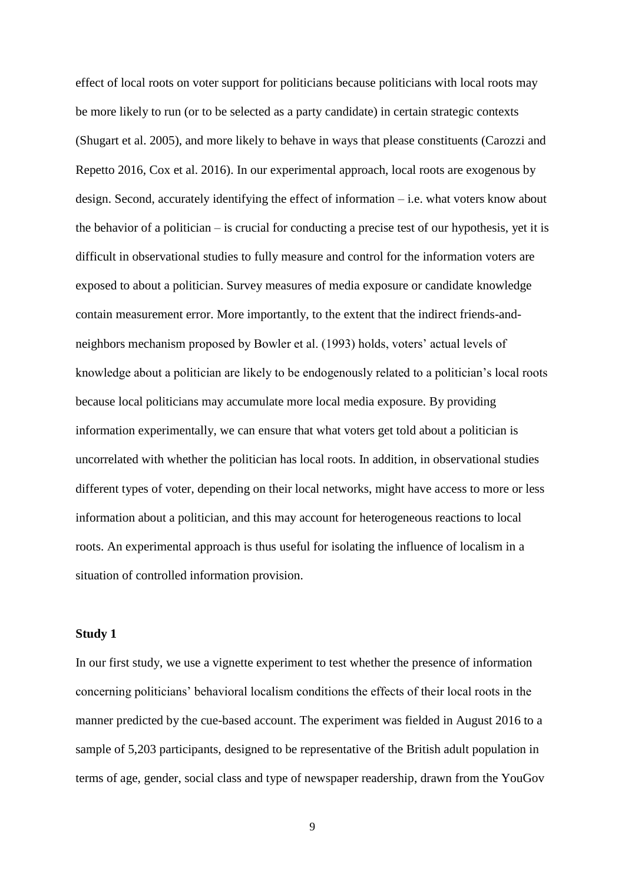effect of local roots on voter support for politicians because politicians with local roots may be more likely to run (or to be selected as a party candidate) in certain strategic contexts (Shugart et al. 2005), and more likely to behave in ways that please constituents (Carozzi and Repetto 2016, Cox et al. 2016). In our experimental approach, local roots are exogenous by design. Second, accurately identifying the effect of information – i.e. what voters know about the behavior of a politician – is crucial for conducting a precise test of our hypothesis, yet it is difficult in observational studies to fully measure and control for the information voters are exposed to about a politician. Survey measures of media exposure or candidate knowledge contain measurement error. More importantly, to the extent that the indirect friends-and-neighbors mechanism proposed by Bowler et al. (1993) holds, voters' actual levels of knowledge about a politician are likely to be endogenously related to a politician's local roots because local politicians may accumulate more local media exposure. By providing information experimentally, we can ensure that what voters get told about a politician is uncorrelated with whether the politician has local roots. In addition, in observational studies different types of voter, depending on their local networks, might have access to more or less information about a politician, and this may account for heterogeneous reactions to local roots. An experimental approach is thus useful for isolating the influence of localism in a situation of controlled information provision.

**Study 1**

In our first study, we use a vignette experiment to test whether the presence of information concerning politicians' behavioral localism conditions the effects of their local roots in the manner predicted by the cue-based account. The experiment was fielded in August 2016 to a sample of 5,203 participants, designed to be representative of the British adult population in terms of age, gender, social class and type of newspaper readership, drawn from the YouGov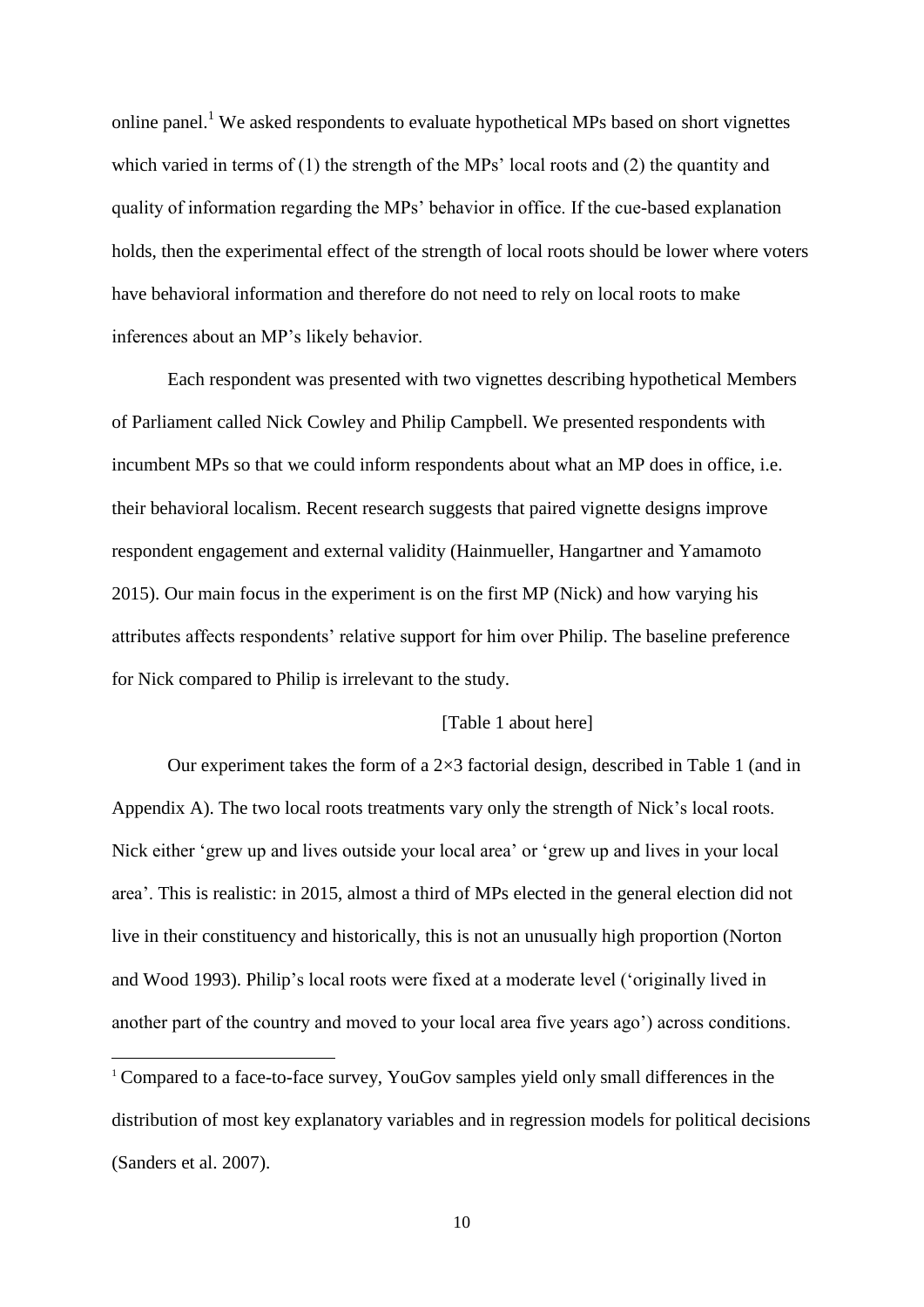online panel.[1] We asked respondents to evaluate hypothetical MPs based on short vignettes which varied in terms of (1) the strength of the MPs' local roots and (2) the quantity and quality of information regarding the MPs' behavior in office. If the cue-based explanation holds, then the experimental effect of the strength of local roots should be lower where voters have behavioral information and therefore do not need to rely on local roots to make inferences about an MP's likely behavior.

Each respondent was presented with two vignettes describing hypothetical Members of Parliament called Nick Cowley and Philip Campbell. We presented respondents with incumbent MPs so that we could inform respondents about what an MP does in office, i.e. their behavioral localism. Recent research suggests that paired vignette designs improve respondent engagement and external validity (Hainmueller, Hangartner and Yamamoto 2015). Our main focus in the experiment is on the first MP (Nick) and how varying his attributes affects respondents' relative support for him over Philip. The baseline preference for Nick compared to Philip is irrelevant to the study.

[Table 1 about here]

Our experiment takes the form of a 2×3 factorial design, described in Table 1 (and in Appendix A). The two local roots treatments vary only the strength of Nick's local roots. Nick either 'grew up and lives outside your local area' or 'grew up and lives in your local area'. This is realistic: in 2015, almost a third of MPs elected in the general election did not live in their constituency and historically, this is not an unusually high proportion (Norton and Wood 1993). Philip's local roots were fixed at a moderate level ('originally lived in another part of the country and moved to your local area five years ago') across conditions.

[1] Compared to a face-to-face survey, YouGov samples yield only small differences in the distribution of most key explanatory variables and in regression models for political decisions (Sanders et al. 2007).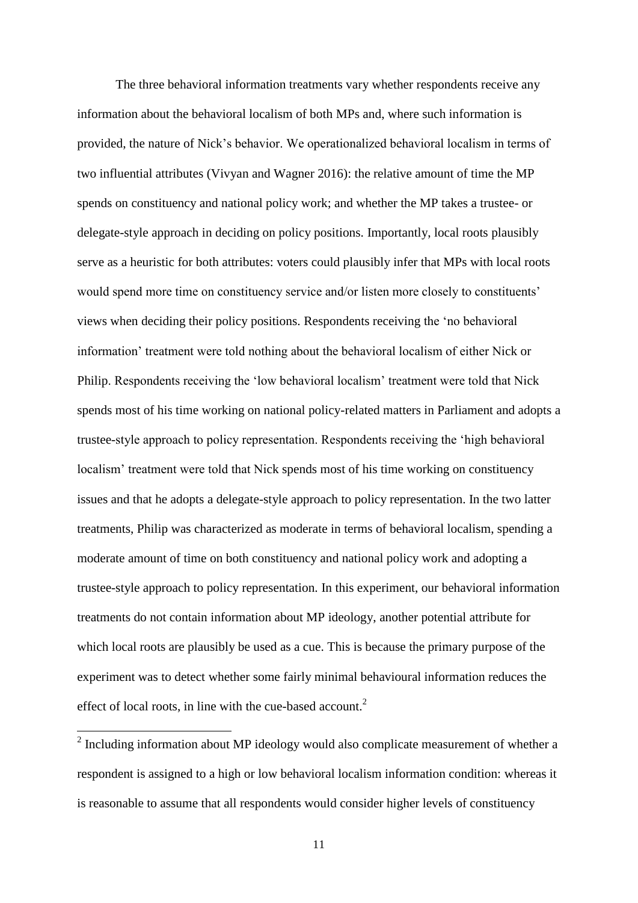The three behavioral information treatments vary whether respondents receive any information about the behavioral localism of both MPs and, where such information is provided, the nature of Nick's behavior. We operationalized behavioral localism in terms of two influential attributes (Vivyan and Wagner 2016): the relative amount of time the MP spends on constituency and national policy work; and whether the MP takes a trustee- or delegate-style approach in deciding on policy positions. Importantly, local roots plausibly serve as a heuristic for both attributes: voters could plausibly infer that MPs with local roots would spend more time on constituency service and/or listen more closely to constituents' views when deciding their policy positions. Respondents receiving the 'no behavioral information' treatment were told nothing about the behavioral localism of either Nick or Philip. Respondents receiving the 'low behavioral localism' treatment were told that Nick spends most of his time working on national policy-related matters in Parliament and adopts a trustee-style approach to policy representation. Respondents receiving the 'high behavioral localism' treatment were told that Nick spends most of his time working on constituency issues and that he adopts a delegate-style approach to policy representation. In the two latter treatments, Philip was characterized as moderate in terms of behavioral localism, spending a moderate amount of time on both constituency and national policy work and adopting a trustee-style approach to policy representation. In this experiment, our behavioral information treatments do not contain information about MP ideology, another potential attribute for which local roots are plausibly be used as a cue. This is because the primary purpose of the experiment was to detect whether some fairly minimal behavioural information reduces the effect of local roots, in line with the cue-based account.[2]

[2] Including information about MP ideology would also complicate measurement of whether a respondent is assigned to a high or low behavioral localism information condition: whereas it is reasonable to assume that all respondents would consider higher levels of constituency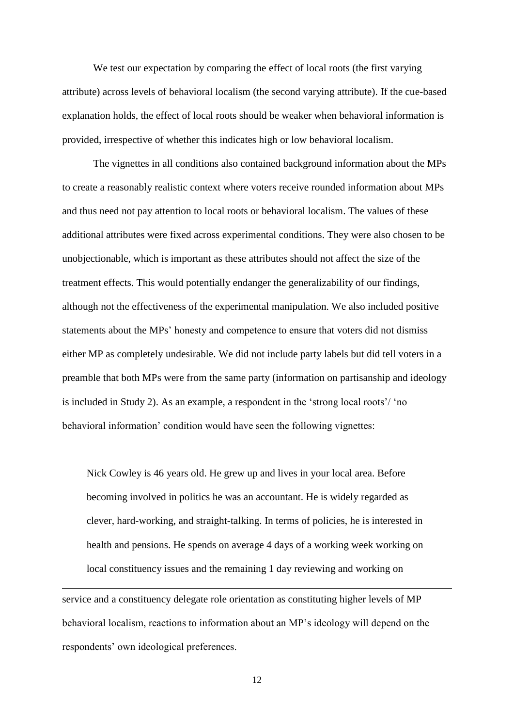We test our expectation by comparing the effect of local roots (the first varying attribute) across levels of behavioral localism (the second varying attribute). If the cue-based explanation holds, the effect of local roots should be weaker when behavioral information is provided, irrespective of whether this indicates high or low behavioral localism.

The vignettes in all conditions also contained background information about the MPs to create a reasonably realistic context where voters receive rounded information about MPs and thus need not pay attention to local roots or behavioral localism. The values of these additional attributes were fixed across experimental conditions. They were also chosen to be unobjectionable, which is important as these attributes should not affect the size of the treatment effects. This would potentially endanger the generalizability of our findings, although not the effectiveness of the experimental manipulation. We also included positive statements about the MPs' honesty and competence to ensure that voters did not dismiss either MP as completely undesirable. We did not include party labels but did tell voters in a preamble that both MPs were from the same party (information on partisanship and ideology is included in Study 2). As an example, a respondent in the 'strong local roots'/ 'no behavioral information' condition would have seen the following vignettes:

> Nick Cowley is 46 years old. He grew up and lives in your local area. Before becoming involved in politics he was an accountant. He is widely regarded as clever, hard-working, and straight-talking. In terms of policies, he is interested in health and pensions. He spends on average 4 days of a working week working on local constituency issues and the remaining 1 day reviewing and working on

---

service and a constituency delegate role orientation as constituting higher levels of MP behavioral localism, reactions to information about an MP's ideology will depend on the respondents' own ideological preferences.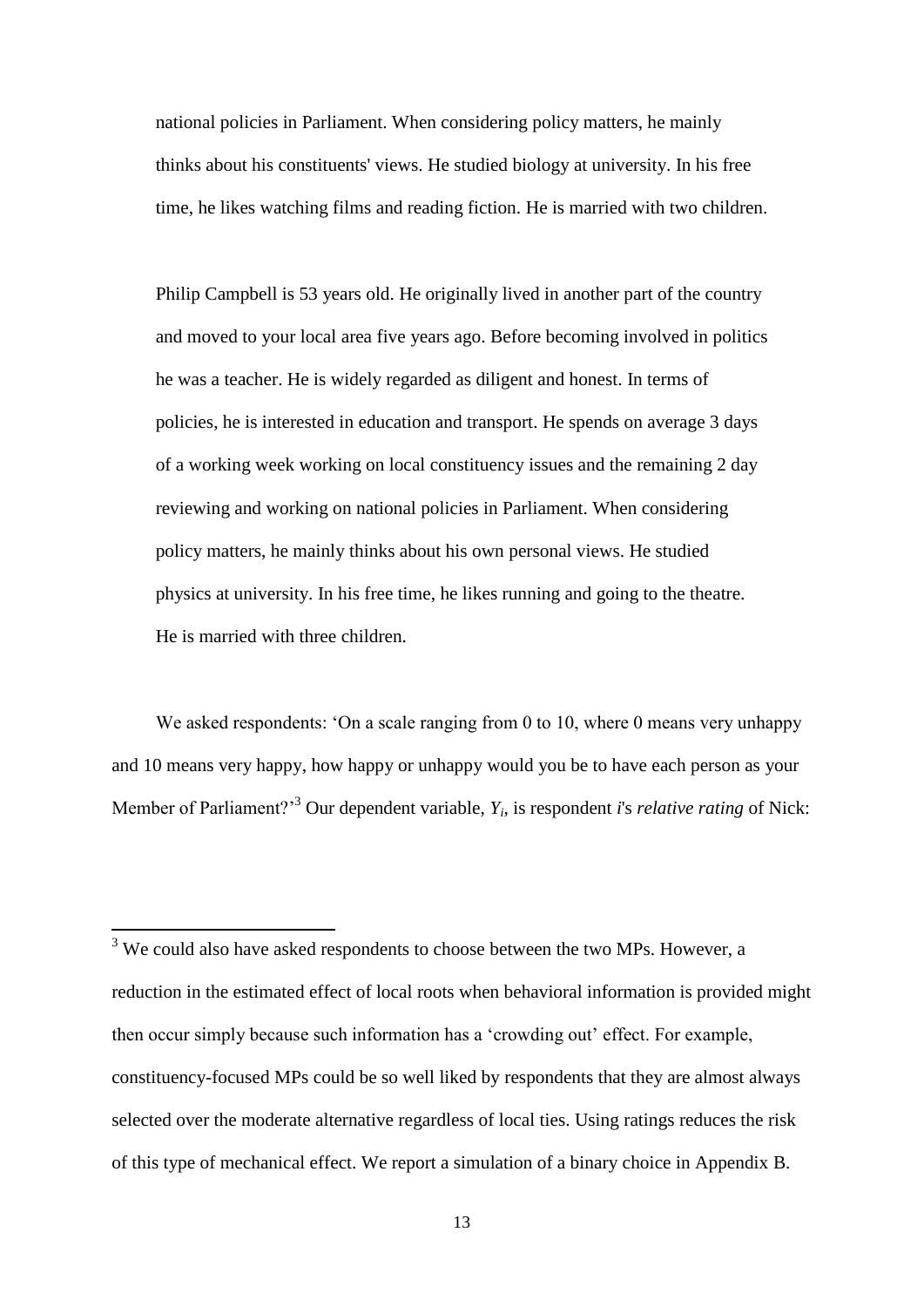national policies in Parliament. When considering policy matters, he mainly thinks about his constituents' views. He studied biology at university. In his free time, he likes watching films and reading fiction. He is married with two children.

Philip Campbell is 53 years old. He originally lived in another part of the country and moved to your local area five years ago. Before becoming involved in politics he was a teacher. He is widely regarded as diligent and honest. In terms of policies, he is interested in education and transport. He spends on average 3 days of a working week working on local constituency issues and the remaining 2 day reviewing and working on national policies in Parliament. When considering policy matters, he mainly thinks about his own personal views. He studied physics at university. In his free time, he likes running and going to the theatre. He is married with three children.

We asked respondents: 'On a scale ranging from 0 to 10, where 0 means very unhappy and 10 means very happy, how happy or unhappy would you be to have each person as your Member of Parliament?'[3] Our dependent variable, $Y_i$, is respondent *i*'s *relative rating* of Nick:

[3] We could also have asked respondents to choose between the two MPs. However, a reduction in the estimated effect of local roots when behavioral information is provided might then occur simply because such information has a 'crowding out' effect. For example, constituency-focused MPs could be so well liked by respondents that they are almost always selected over the moderate alternative regardless of local ties. Using ratings reduces the risk of this type of mechanical effect. We report a simulation of a binary choice in Appendix B.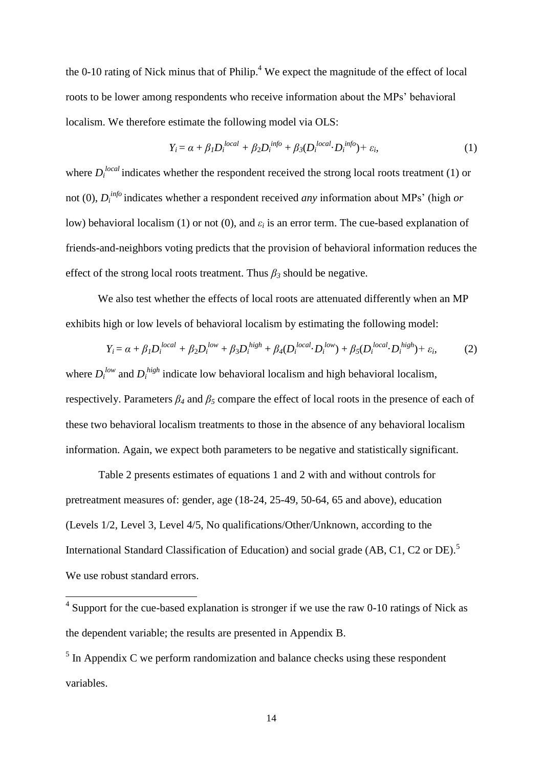the 0-10 rating of Nick minus that of Philip.[4] We expect the magnitude of the effect of local roots to be lower among respondents who receive information about the MPs' behavioral localism. We therefore estimate the following model via OLS:

$$Y_i = \alpha + \beta_1 D_i^{local} + \beta_2 D_i^{info} + \beta_3 (D_i^{local} \cdot D_i^{info}) + \varepsilon_i, \tag{1}$$

where $D_i^{local}$ indicates whether the respondent received the strong local roots treatment (1) or not (0), $D_i^{info}$ indicates whether a respondent received *any* information about MPs' (high *or* low) behavioral localism (1) or not (0), and $\varepsilon_i$ is an error term. The cue-based explanation of friends-and-neighbors voting predicts that the provision of behavioral information reduces the effect of the strong local roots treatment. Thus $\beta_3$ should be negative.

We also test whether the effects of local roots are attenuated differently when an MP exhibits high or low levels of behavioral localism by estimating the following model:

$$Y_i = \alpha + \beta_1 D_i^{local} + \beta_2 D_i^{low} + \beta_3 D_i^{high} + \beta_4 (D_i^{local} \cdot D_i^{low}) + \beta_5 (D_i^{local} \cdot D_i^{high}) + \varepsilon_i, \tag{2}$$

where $D_i^{low}$ and $D_i^{high}$ indicate low behavioral localism and high behavioral localism, respectively. Parameters $\beta_4$ and $\beta_5$ compare the effect of local roots in the presence of each of these two behavioral localism treatments to those in the absence of any behavioral localism information. Again, we expect both parameters to be negative and statistically significant.

Table 2 presents estimates of equations 1 and 2 with and without controls for pretreatment measures of: gender, age (18-24, 25-49, 50-64, 65 and above), education (Levels 1/2, Level 3, Level 4/5, No qualifications/Other/Unknown, according to the International Standard Classification of Education) and social grade (AB, C1, C2 or DE).[5] We use robust standard errors.

---

[4] Support for the cue-based explanation is stronger if we use the raw 0-10 ratings of Nick as the dependent variable; the results are presented in Appendix B.

[5] In Appendix C we perform randomization and balance checks using these respondent variables.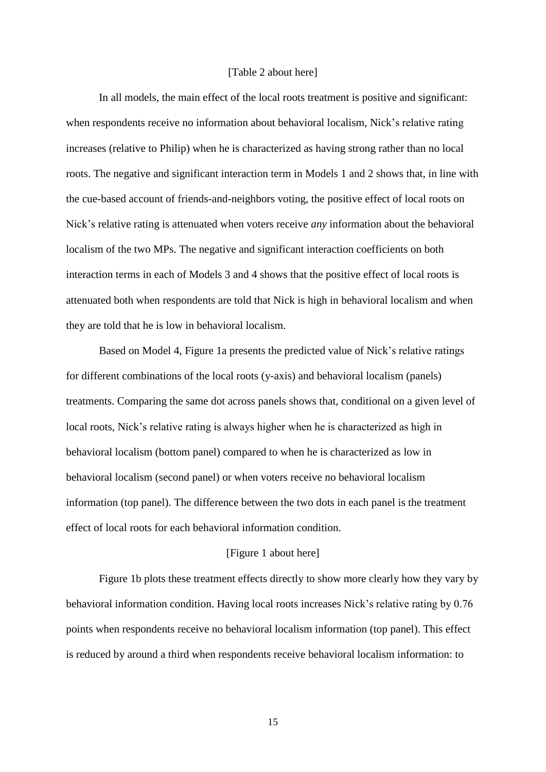[Table 2 about here]

In all models, the main effect of the local roots treatment is positive and significant: when respondents receive no information about behavioral localism, Nick's relative rating increases (relative to Philip) when he is characterized as having strong rather than no local roots. The negative and significant interaction term in Models 1 and 2 shows that, in line with the cue-based account of friends-and-neighbors voting, the positive effect of local roots on Nick's relative rating is attenuated when voters receive *any* information about the behavioral localism of the two MPs. The negative and significant interaction coefficients on both interaction terms in each of Models 3 and 4 shows that the positive effect of local roots is attenuated both when respondents are told that Nick is high in behavioral localism and when they are told that he is low in behavioral localism.

Based on Model 4, Figure 1a presents the predicted value of Nick's relative ratings for different combinations of the local roots (y-axis) and behavioral localism (panels) treatments. Comparing the same dot across panels shows that, conditional on a given level of local roots, Nick's relative rating is always higher when he is characterized as high in behavioral localism (bottom panel) compared to when he is characterized as low in behavioral localism (second panel) or when voters receive no behavioral localism information (top panel). The difference between the two dots in each panel is the treatment effect of local roots for each behavioral information condition.

[Figure 1 about here]

Figure 1b plots these treatment effects directly to show more clearly how they vary by behavioral information condition. Having local roots increases Nick's relative rating by 0.76 points when respondents receive no behavioral localism information (top panel). This effect is reduced by around a third when respondents receive behavioral localism information: to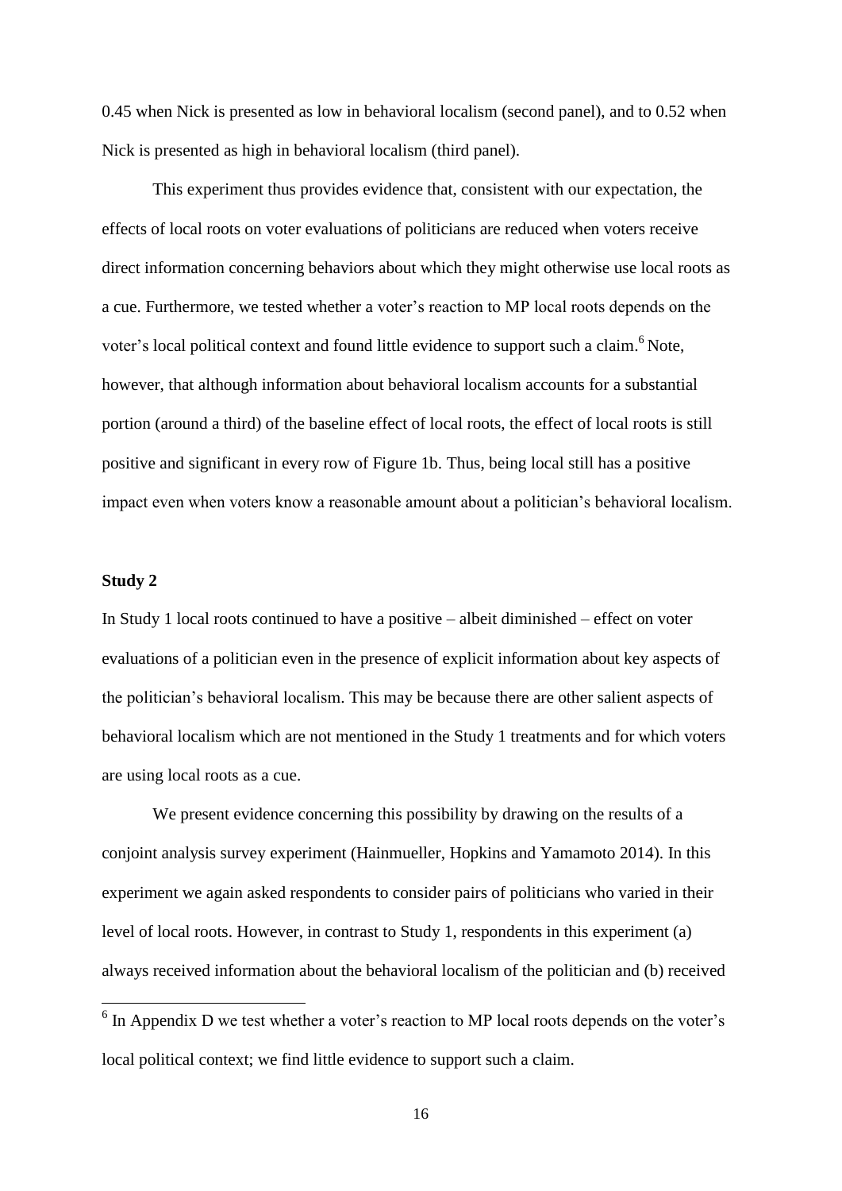0.45 when Nick is presented as low in behavioral localism (second panel), and to 0.52 when Nick is presented as high in behavioral localism (third panel).

This experiment thus provides evidence that, consistent with our expectation, the effects of local roots on voter evaluations of politicians are reduced when voters receive direct information concerning behaviors about which they might otherwise use local roots as a cue. Furthermore, we tested whether a voter's reaction to MP local roots depends on the voter's local political context and found little evidence to support such a claim.[6] Note, however, that although information about behavioral localism accounts for a substantial portion (around a third) of the baseline effect of local roots, the effect of local roots is still positive and significant in every row of Figure 1b. Thus, being local still has a positive impact even when voters know a reasonable amount about a politician's behavioral localism.

**Study 2**

In Study 1 local roots continued to have a positive – albeit diminished – effect on voter evaluations of a politician even in the presence of explicit information about key aspects of the politician's behavioral localism. This may be because there are other salient aspects of behavioral localism which are not mentioned in the Study 1 treatments and for which voters are using local roots as a cue.

We present evidence concerning this possibility by drawing on the results of a conjoint analysis survey experiment (Hainmueller, Hopkins and Yamamoto 2014). In this experiment we again asked respondents to consider pairs of politicians who varied in their level of local roots. However, in contrast to Study 1, respondents in this experiment (a) always received information about the behavioral localism of the politician and (b) received

[6] In Appendix D we test whether a voter's reaction to MP local roots depends on the voter's local political context; we find little evidence to support such a claim.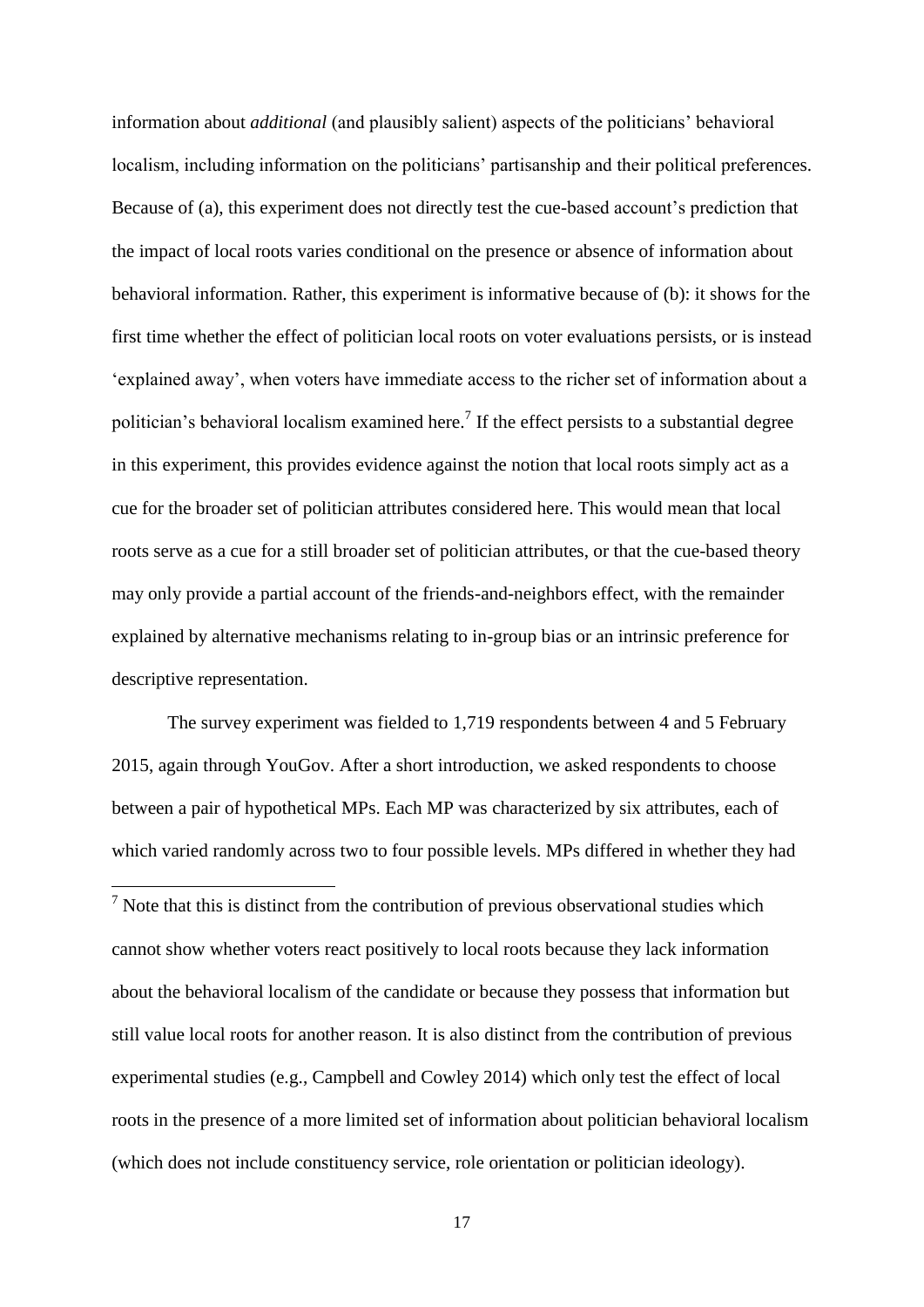information about *additional* (and plausibly salient) aspects of the politicians' behavioral localism, including information on the politicians' partisanship and their political preferences. Because of (a), this experiment does not directly test the cue-based account's prediction that the impact of local roots varies conditional on the presence or absence of information about behavioral information. Rather, this experiment is informative because of (b): it shows for the first time whether the effect of politician local roots on voter evaluations persists, or is instead 'explained away', when voters have immediate access to the richer set of information about a politician's behavioral localism examined here.[7] If the effect persists to a substantial degree in this experiment, this provides evidence against the notion that local roots simply act as a cue for the broader set of politician attributes considered here. This would mean that local roots serve as a cue for a still broader set of politician attributes, or that the cue-based theory may only provide a partial account of the friends-and-neighbors effect, with the remainder explained by alternative mechanisms relating to in-group bias or an intrinsic preference for descriptive representation.

The survey experiment was fielded to 1,719 respondents between 4 and 5 February 2015, again through YouGov. After a short introduction, we asked respondents to choose between a pair of hypothetical MPs. Each MP was characterized by six attributes, each of which varied randomly across two to four possible levels. MPs differed in whether they had

[7] Note that this is distinct from the contribution of previous observational studies which cannot show whether voters react positively to local roots because they lack information about the behavioral localism of the candidate or because they possess that information but still value local roots for another reason. It is also distinct from the contribution of previous experimental studies (e.g., Campbell and Cowley 2014) which only test the effect of local roots in the presence of a more limited set of information about politician behavioral localism (which does not include constituency service, role orientation or politician ideology).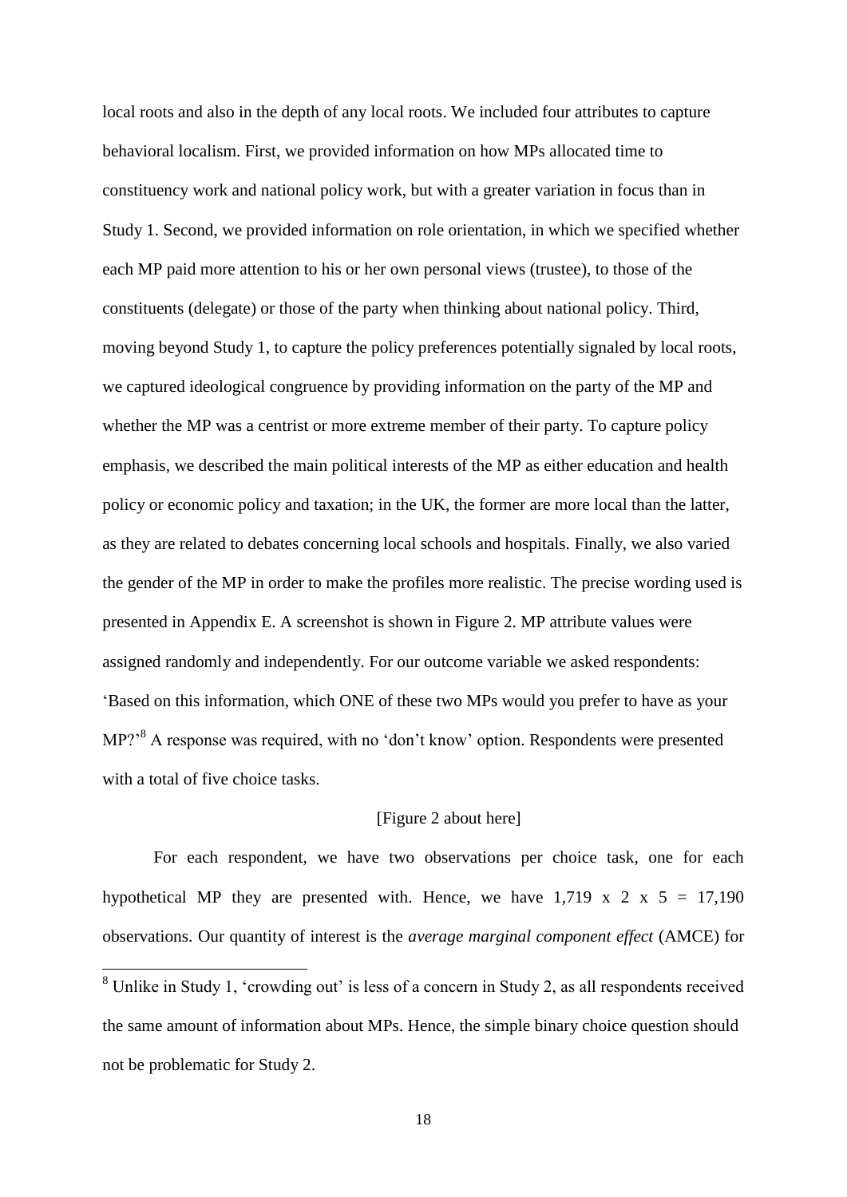local roots and also in the depth of any local roots. We included four attributes to capture behavioral localism. First, we provided information on how MPs allocated time to constituency work and national policy work, but with a greater variation in focus than in Study 1. Second, we provided information on role orientation, in which we specified whether each MP paid more attention to his or her own personal views (trustee), to those of the constituents (delegate) or those of the party when thinking about national policy. Third, moving beyond Study 1, to capture the policy preferences potentially signaled by local roots, we captured ideological congruence by providing information on the party of the MP and whether the MP was a centrist or more extreme member of their party. To capture policy emphasis, we described the main political interests of the MP as either education and health policy or economic policy and taxation; in the UK, the former are more local than the latter, as they are related to debates concerning local schools and hospitals. Finally, we also varied the gender of the MP in order to make the profiles more realistic. The precise wording used is presented in Appendix E. A screenshot is shown in Figure 2. MP attribute values were assigned randomly and independently. For our outcome variable we asked respondents: 'Based on this information, which ONE of these two MPs would you prefer to have as your MP?'[8] A response was required, with no 'don't know' option. Respondents were presented with a total of five choice tasks.

[Figure 2 about here]

For each respondent, we have two observations per choice task, one for each hypothetical MP they are presented with. Hence, we have 1,719 x 2 x 5 = 17,190 observations. Our quantity of interest is the *average marginal component effect* (AMCE) for

[8] Unlike in Study 1, 'crowding out' is less of a concern in Study 2, as all respondents received the same amount of information about MPs. Hence, the simple binary choice question should not be problematic for Study 2.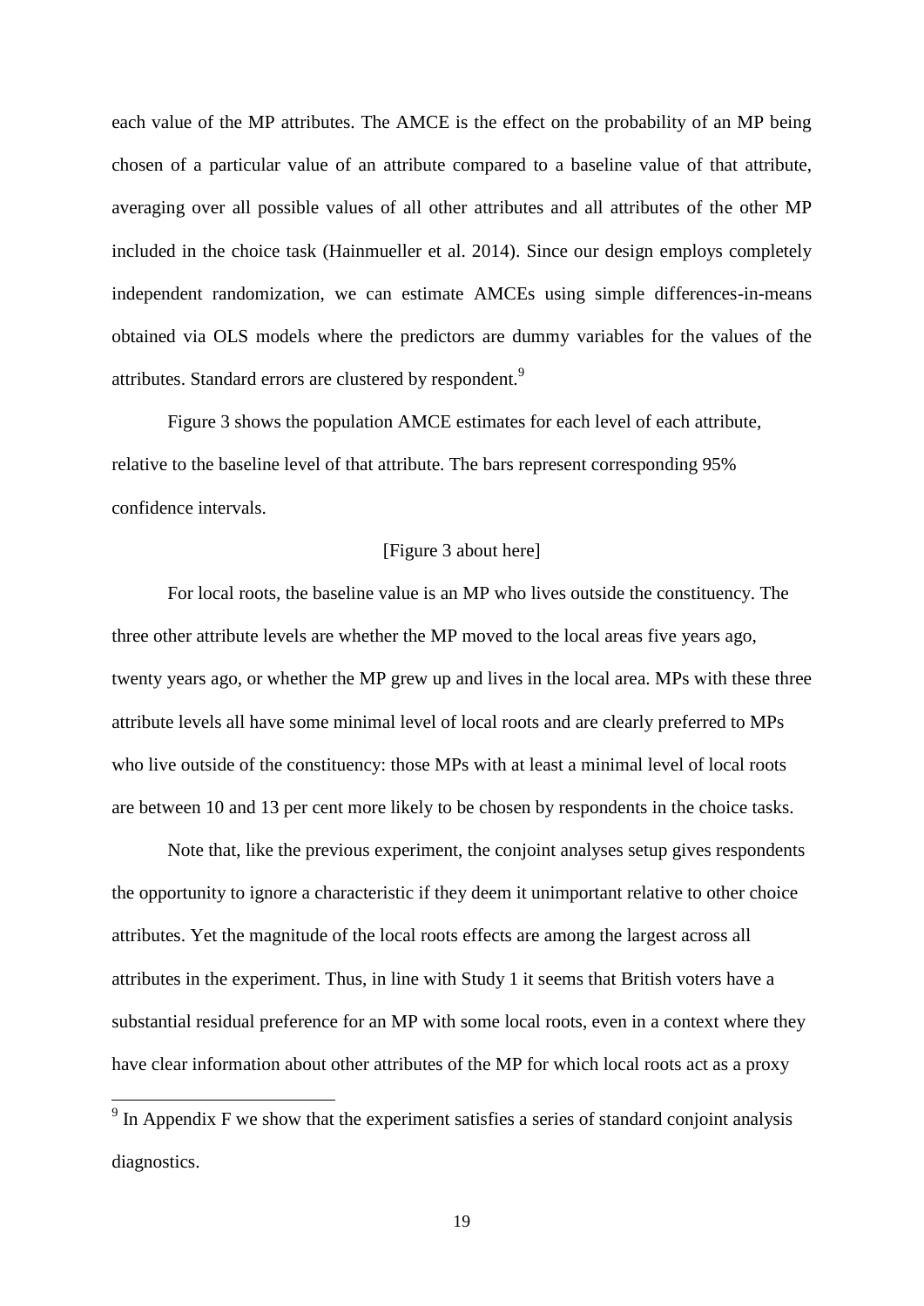each value of the MP attributes. The AMCE is the effect on the probability of an MP being chosen of a particular value of an attribute compared to a baseline value of that attribute, averaging over all possible values of all other attributes and all attributes of the other MP included in the choice task (Hainmueller et al. 2014). Since our design employs completely independent randomization, we can estimate AMCEs using simple differences-in-means obtained via OLS models where the predictors are dummy variables for the values of the attributes. Standard errors are clustered by respondent.[9]

Figure 3 shows the population AMCE estimates for each level of each attribute, relative to the baseline level of that attribute. The bars represent corresponding 95% confidence intervals.

[Figure 3 about here]

For local roots, the baseline value is an MP who lives outside the constituency. The three other attribute levels are whether the MP moved to the local areas five years ago, twenty years ago, or whether the MP grew up and lives in the local area. MPs with these three attribute levels all have some minimal level of local roots and are clearly preferred to MPs who live outside of the constituency: those MPs with at least a minimal level of local roots are between 10 and 13 per cent more likely to be chosen by respondents in the choice tasks.

Note that, like the previous experiment, the conjoint analyses setup gives respondents the opportunity to ignore a characteristic if they deem it unimportant relative to other choice attributes. Yet the magnitude of the local roots effects are among the largest across all attributes in the experiment. Thus, in line with Study 1 it seems that British voters have a substantial residual preference for an MP with some local roots, even in a context where they have clear information about other attributes of the MP for which local roots act as a proxy

[9] In Appendix F we show that the experiment satisfies a series of standard conjoint analysis diagnostics.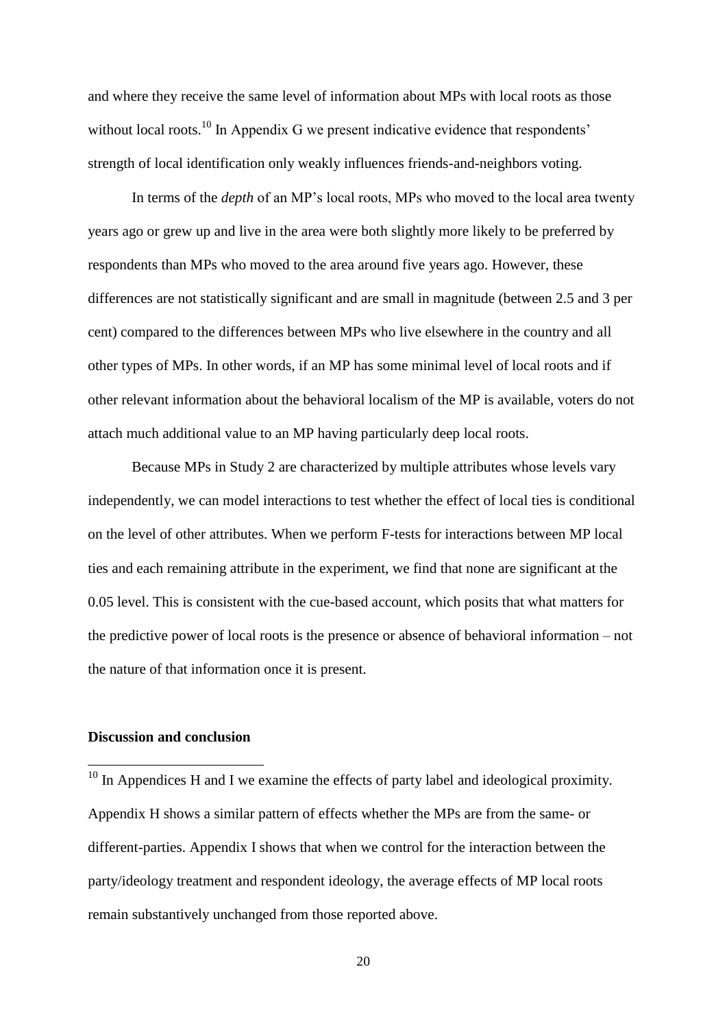and where they receive the same level of information about MPs with local roots as those without local roots.[10] In Appendix G we present indicative evidence that respondents' strength of local identification only weakly influences friends-and-neighbors voting.

In terms of the *depth* of an MP's local roots, MPs who moved to the local area twenty years ago or grew up and live in the area were both slightly more likely to be preferred by respondents than MPs who moved to the area around five years ago. However, these differences are not statistically significant and are small in magnitude (between 2.5 and 3 per cent) compared to the differences between MPs who live elsewhere in the country and all other types of MPs. In other words, if an MP has some minimal level of local roots and if other relevant information about the behavioral localism of the MP is available, voters do not attach much additional value to an MP having particularly deep local roots.

Because MPs in Study 2 are characterized by multiple attributes whose levels vary independently, we can model interactions to test whether the effect of local ties is conditional on the level of other attributes. When we perform F-tests for interactions between MP local ties and each remaining attribute in the experiment, we find that none are significant at the 0.05 level. This is consistent with the cue-based account, which posits that what matters for the predictive power of local roots is the presence or absence of behavioral information – not the nature of that information once it is present.

**Discussion and conclusion**

[10] In Appendices H and I we examine the effects of party label and ideological proximity. Appendix H shows a similar pattern of effects whether the MPs are from the same- or different-parties. Appendix I shows that when we control for the interaction between the party/ideology treatment and respondent ideology, the average effects of MP local roots remain substantively unchanged from those reported above.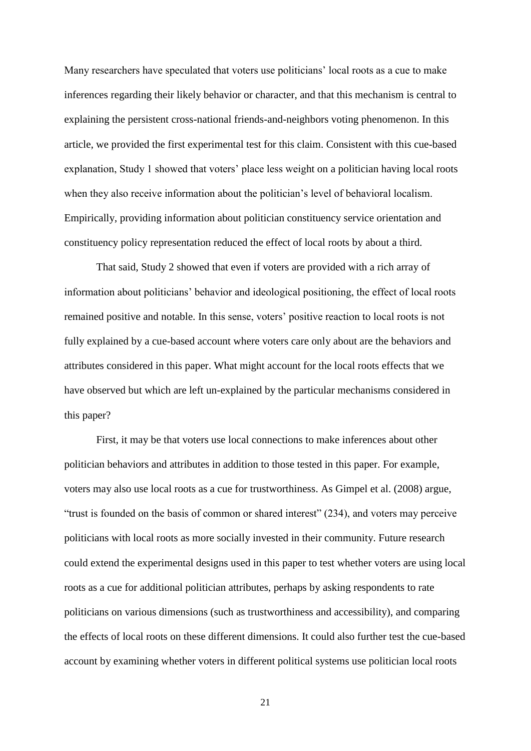Many researchers have speculated that voters use politicians' local roots as a cue to make inferences regarding their likely behavior or character, and that this mechanism is central to explaining the persistent cross-national friends-and-neighbors voting phenomenon. In this article, we provided the first experimental test for this claim. Consistent with this cue-based explanation, Study 1 showed that voters' place less weight on a politician having local roots when they also receive information about the politician's level of behavioral localism. Empirically, providing information about politician constituency service orientation and constituency policy representation reduced the effect of local roots by about a third.

That said, Study 2 showed that even if voters are provided with a rich array of information about politicians' behavior and ideological positioning, the effect of local roots remained positive and notable. In this sense, voters' positive reaction to local roots is not fully explained by a cue-based account where voters care only about are the behaviors and attributes considered in this paper. What might account for the local roots effects that we have observed but which are left un-explained by the particular mechanisms considered in this paper?

First, it may be that voters use local connections to make inferences about other politician behaviors and attributes in addition to those tested in this paper. For example, voters may also use local roots as a cue for trustworthiness. As Gimpel et al. (2008) argue, "trust is founded on the basis of common or shared interest" (234), and voters may perceive politicians with local roots as more socially invested in their community. Future research could extend the experimental designs used in this paper to test whether voters are using local roots as a cue for additional politician attributes, perhaps by asking respondents to rate politicians on various dimensions (such as trustworthiness and accessibility), and comparing the effects of local roots on these different dimensions. It could also further test the cue-based account by examining whether voters in different political systems use politician local roots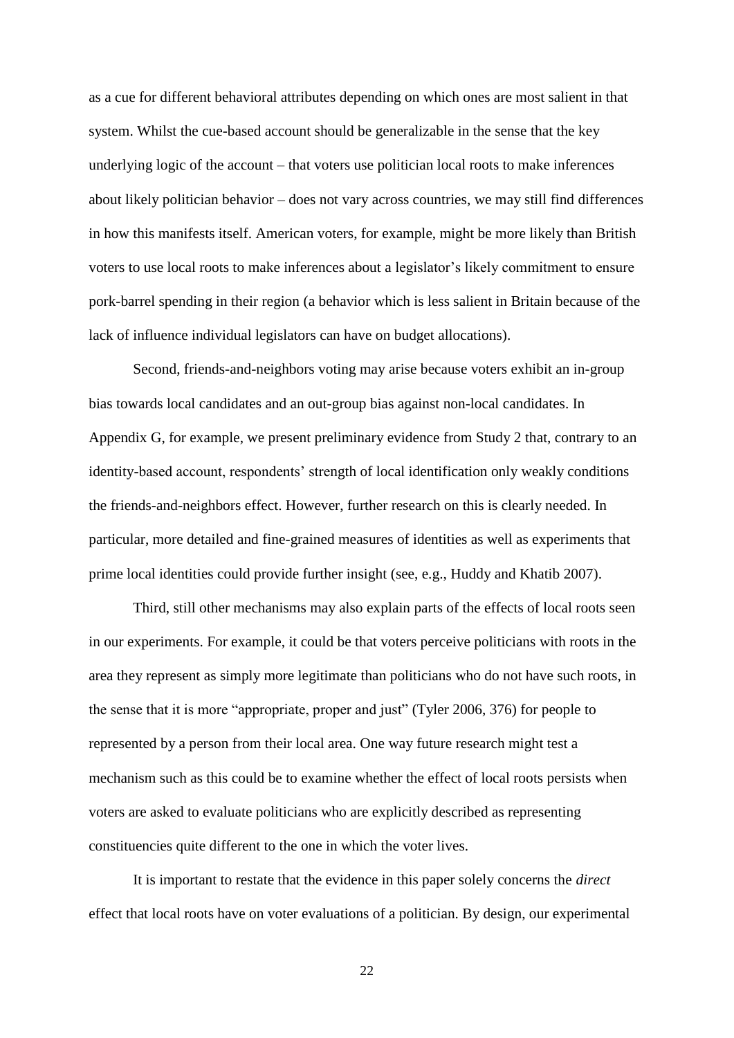as a cue for different behavioral attributes depending on which ones are most salient in that system. Whilst the cue-based account should be generalizable in the sense that the key underlying logic of the account – that voters use politician local roots to make inferences about likely politician behavior – does not vary across countries, we may still find differences in how this manifests itself. American voters, for example, might be more likely than British voters to use local roots to make inferences about a legislator's likely commitment to ensure pork-barrel spending in their region (a behavior which is less salient in Britain because of the lack of influence individual legislators can have on budget allocations).

Second, friends-and-neighbors voting may arise because voters exhibit an in-group bias towards local candidates and an out-group bias against non-local candidates. In Appendix G, for example, we present preliminary evidence from Study 2 that, contrary to an identity-based account, respondents' strength of local identification only weakly conditions the friends-and-neighbors effect. However, further research on this is clearly needed. In particular, more detailed and fine-grained measures of identities as well as experiments that prime local identities could provide further insight (see, e.g., Huddy and Khatib 2007).

Third, still other mechanisms may also explain parts of the effects of local roots seen in our experiments. For example, it could be that voters perceive politicians with roots in the area they represent as simply more legitimate than politicians who do not have such roots, in the sense that it is more "appropriate, proper and just" (Tyler 2006, 376) for people to represented by a person from their local area. One way future research might test a mechanism such as this could be to examine whether the effect of local roots persists when voters are asked to evaluate politicians who are explicitly described as representing constituencies quite different to the one in which the voter lives.

It is important to restate that the evidence in this paper solely concerns the *direct* effect that local roots have on voter evaluations of a politician. By design, our experimental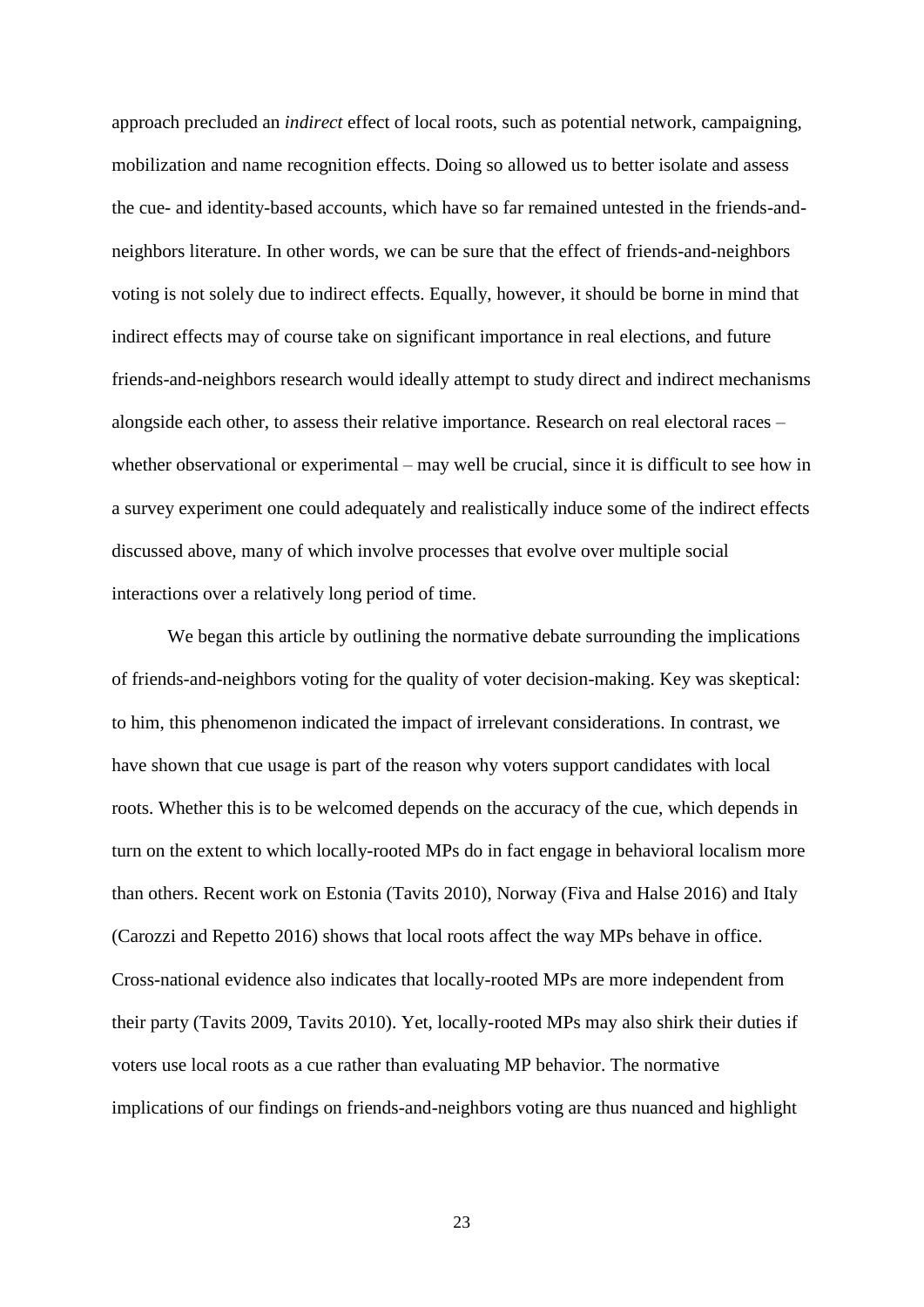approach precluded an *indirect* effect of local roots, such as potential network, campaigning, mobilization and name recognition effects. Doing so allowed us to better isolate and assess the cue- and identity-based accounts, which have so far remained untested in the friends-and-neighbors literature. In other words, we can be sure that the effect of friends-and-neighbors voting is not solely due to indirect effects. Equally, however, it should be borne in mind that indirect effects may of course take on significant importance in real elections, and future friends-and-neighbors research would ideally attempt to study direct and indirect mechanisms alongside each other, to assess their relative importance. Research on real electoral races – whether observational or experimental – may well be crucial, since it is difficult to see how in a survey experiment one could adequately and realistically induce some of the indirect effects discussed above, many of which involve processes that evolve over multiple social interactions over a relatively long period of time.

We began this article by outlining the normative debate surrounding the implications of friends-and-neighbors voting for the quality of voter decision-making. Key was skeptical: to him, this phenomenon indicated the impact of irrelevant considerations. In contrast, we have shown that cue usage is part of the reason why voters support candidates with local roots. Whether this is to be welcomed depends on the accuracy of the cue, which depends in turn on the extent to which locally-rooted MPs do in fact engage in behavioral localism more than others. Recent work on Estonia (Tavits 2010), Norway (Fiva and Halse 2016) and Italy (Carozzi and Repetto 2016) shows that local roots affect the way MPs behave in office. Cross-national evidence also indicates that locally-rooted MPs are more independent from their party (Tavits 2009, Tavits 2010). Yet, locally-rooted MPs may also shirk their duties if voters use local roots as a cue rather than evaluating MP behavior. The normative implications of our findings on friends-and-neighbors voting are thus nuanced and highlight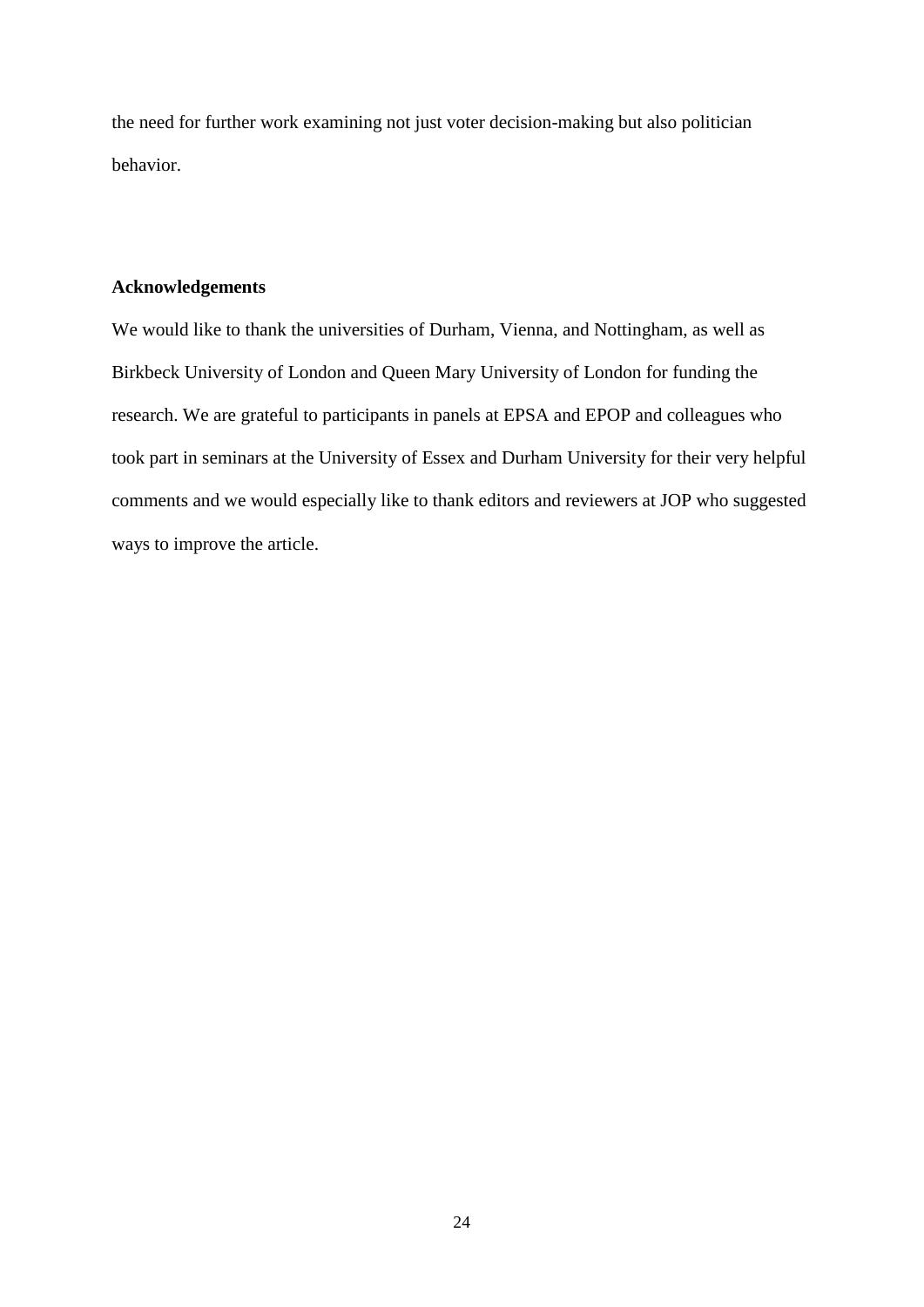the need for further work examining not just voter decision-making but also politician behavior.

### Acknowledgements

We would like to thank the universities of Durham, Vienna, and Nottingham, as well as Birkbeck University of London and Queen Mary University of London for funding the research. We are grateful to participants in panels at EPSA and EPOP and colleagues who took part in seminars at the University of Essex and Durham University for their very helpful comments and we would especially like to thank editors and reviewers at JOP who suggested ways to improve the article.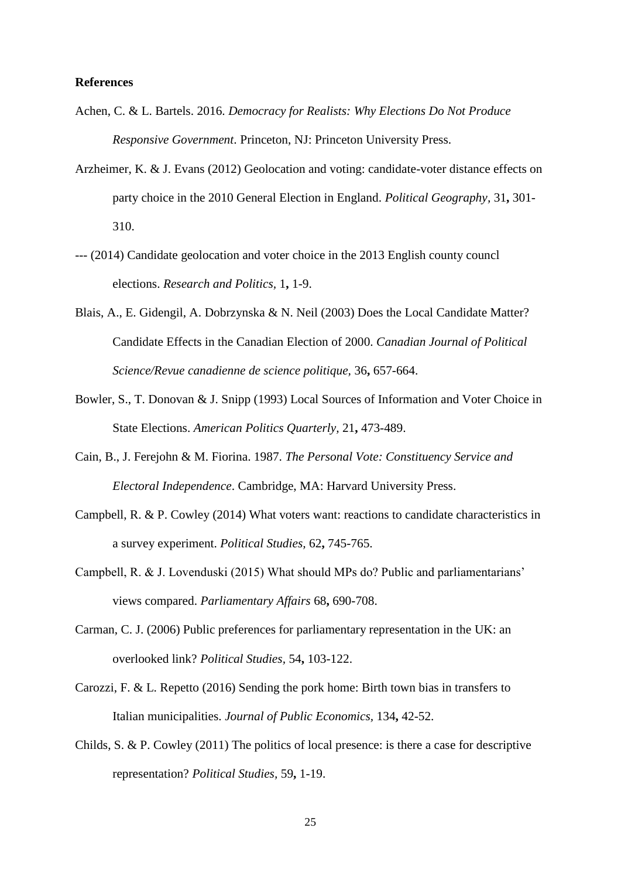**References**

Achen, C. & L. Bartels. 2016. *Democracy for Realists: Why Elections Do Not Produce Responsive Government*. Princeton, NJ: Princeton University Press.

Arzheimer, K. & J. Evans (2012) Geolocation and voting: candidate-voter distance effects on party choice in the 2010 General Election in England. *Political Geography,* 31**,** 301-310.

--- (2014) Candidate geolocation and voter choice in the 2013 English county councl elections. *Research and Politics,* 1**,** 1-9.

Blais, A., E. Gidengil, A. Dobrzynska & N. Neil (2003) Does the Local Candidate Matter? Candidate Effects in the Canadian Election of 2000. *Canadian Journal of Political Science/Revue canadienne de science politique,* 36**,** 657-664.

Bowler, S., T. Donovan & J. Snipp (1993) Local Sources of Information and Voter Choice in State Elections. *American Politics Quarterly,* 21**,** 473-489.

Cain, B., J. Ferejohn & M. Fiorina. 1987. *The Personal Vote: Constituency Service and Electoral Independence*. Cambridge, MA: Harvard University Press.

Campbell, R. & P. Cowley (2014) What voters want: reactions to candidate characteristics in a survey experiment. *Political Studies,* 62**,** 745-765.

Campbell, R. & J. Lovenduski (2015) What should MPs do? Public and parliamentarians' views compared. *Parliamentary Affairs* 68**,** 690-708.

Carman, C. J. (2006) Public preferences for parliamentary representation in the UK: an overlooked link? *Political Studies,* 54**,** 103-122.

Carozzi, F. & L. Repetto (2016) Sending the pork home: Birth town bias in transfers to Italian municipalities. *Journal of Public Economics,* 134**,** 42-52.

Childs, S. & P. Cowley (2011) The politics of local presence: is there a case for descriptive representation? *Political Studies,* 59**,** 1-19.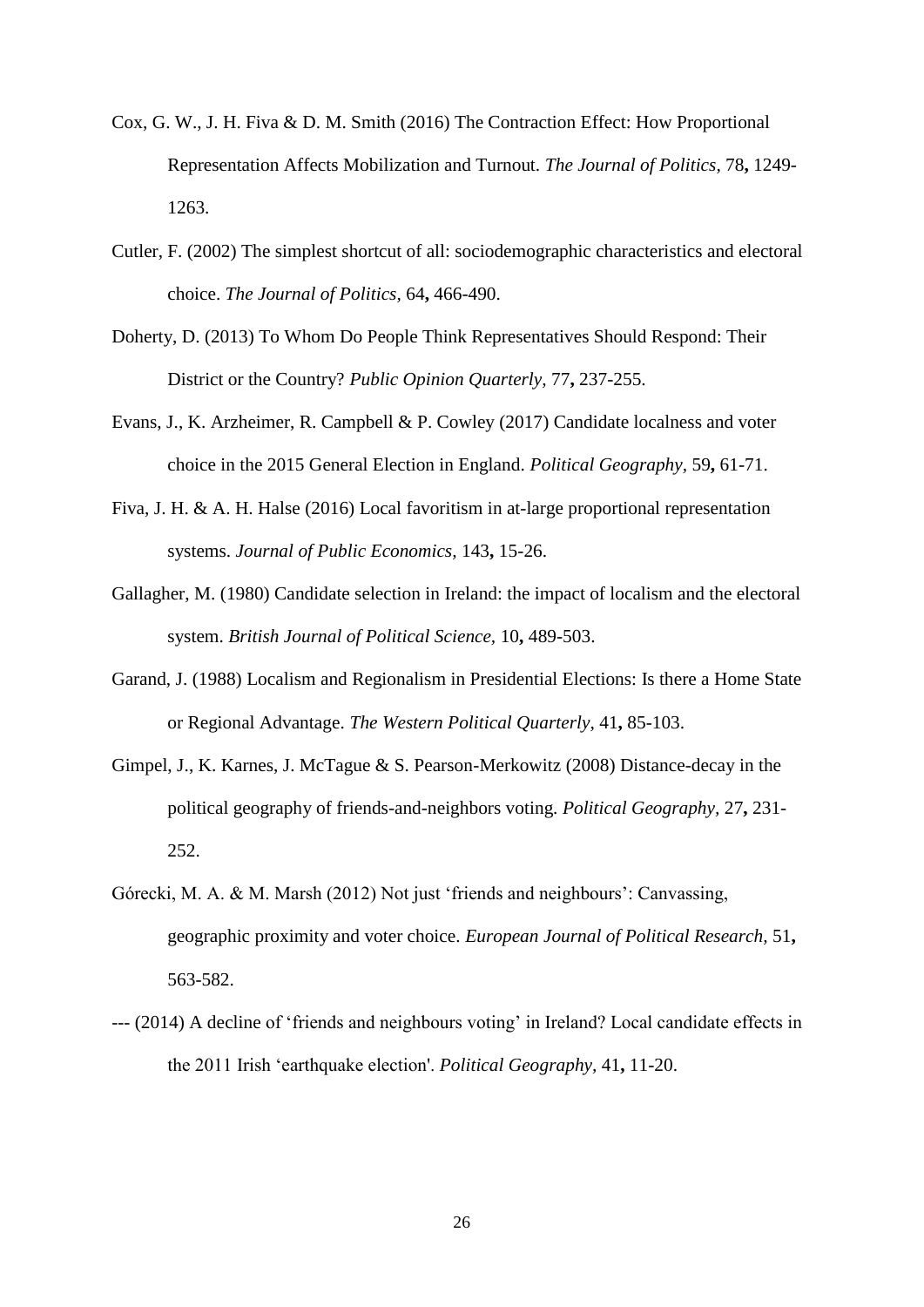Cox, G. W., J. H. Fiva & D. M. Smith (2016) The Contraction Effect: How Proportional Representation Affects Mobilization and Turnout. *The Journal of Politics,* 78**,** 1249-1263.

Cutler, F. (2002) The simplest shortcut of all: sociodemographic characteristics and electoral choice. *The Journal of Politics,* 64**,** 466-490.

Doherty, D. (2013) To Whom Do People Think Representatives Should Respond: Their District or the Country? *Public Opinion Quarterly,* 77**,** 237-255.

Evans, J., K. Arzheimer, R. Campbell & P. Cowley (2017) Candidate localness and voter choice in the 2015 General Election in England. *Political Geography,* 59**,** 61-71.

Fiva, J. H. & A. H. Halse (2016) Local favoritism in at-large proportional representation systems. *Journal of Public Economics,* 143**,** 15-26.

Gallagher, M. (1980) Candidate selection in Ireland: the impact of localism and the electoral system. *British Journal of Political Science,* 10**,** 489-503.

Garand, J. (1988) Localism and Regionalism in Presidential Elections: Is there a Home State or Regional Advantage. *The Western Political Quarterly,* 41**,** 85-103.

Gimpel, J., K. Karnes, J. McTague & S. Pearson-Merkowitz (2008) Distance-decay in the political geography of friends-and-neighbors voting. *Political Geography,* 27**,** 231-252.

Górecki, M. A. & M. Marsh (2012) Not just 'friends and neighbours': Canvassing, geographic proximity and voter choice. *European Journal of Political Research,* 51**,** 563-582.

--- (2014) A decline of 'friends and neighbours voting' in Ireland? Local candidate effects in the 2011 Irish 'earthquake election'. *Political Geography,* 41**,** 11-20.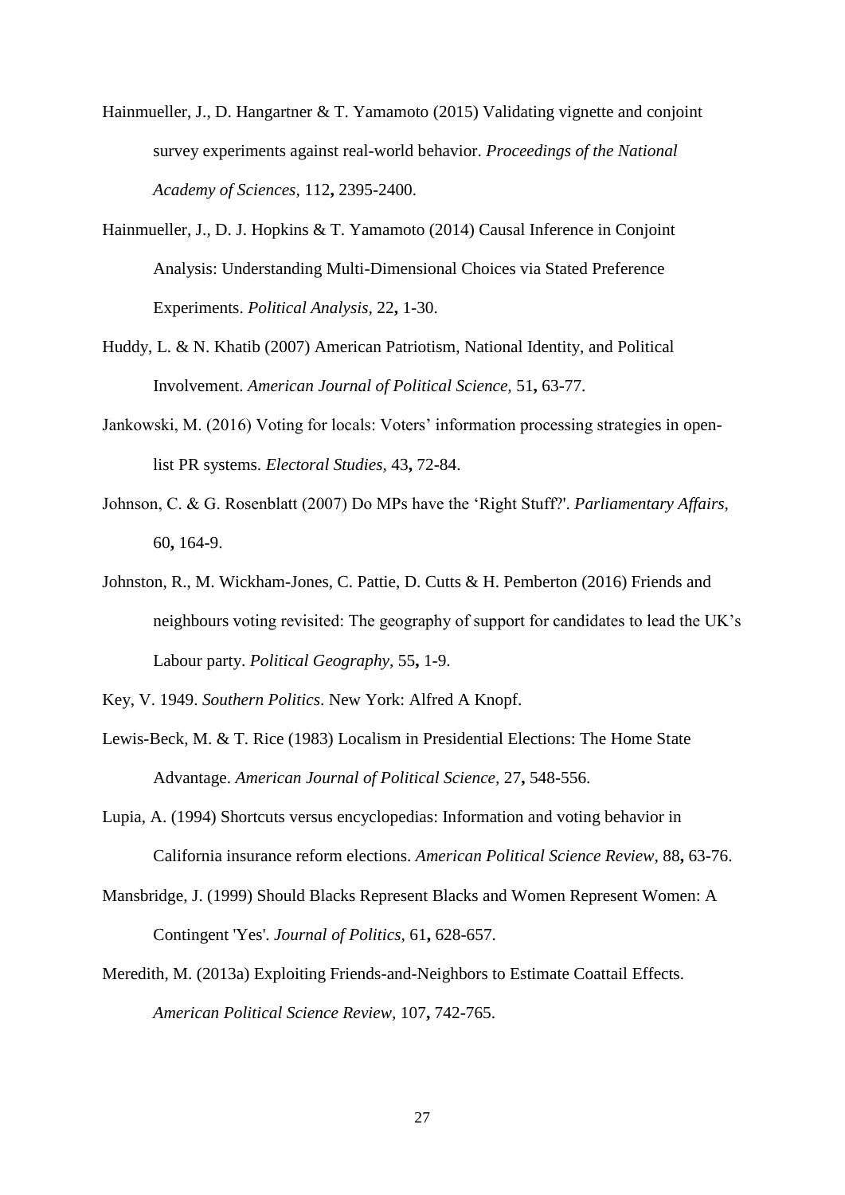Hainmueller, J., D. Hangartner & T. Yamamoto (2015) Validating vignette and conjoint survey experiments against real-world behavior. *Proceedings of the National Academy of Sciences,* 112**,** 2395-2400.

Hainmueller, J., D. J. Hopkins & T. Yamamoto (2014) Causal Inference in Conjoint Analysis: Understanding Multi-Dimensional Choices via Stated Preference Experiments. *Political Analysis,* 22**,** 1-30.

Huddy, L. & N. Khatib (2007) American Patriotism, National Identity, and Political Involvement. *American Journal of Political Science,* 51**,** 63-77.

Jankowski, M. (2016) Voting for locals: Voters' information processing strategies in open-list PR systems. *Electoral Studies,* 43**,** 72-84.

Johnson, C. & G. Rosenblatt (2007) Do MPs have the 'Right Stuff?'. *Parliamentary Affairs,* 60**,** 164-9.

Johnston, R., M. Wickham-Jones, C. Pattie, D. Cutts & H. Pemberton (2016) Friends and neighbours voting revisited: The geography of support for candidates to lead the UK's Labour party. *Political Geography,* 55**,** 1-9.

Key, V. 1949. *Southern Politics*. New York: Alfred A Knopf.

Lewis-Beck, M. & T. Rice (1983) Localism in Presidential Elections: The Home State Advantage. *American Journal of Political Science,* 27**,** 548-556.

Lupia, A. (1994) Shortcuts versus encyclopedias: Information and voting behavior in California insurance reform elections. *American Political Science Review,* 88**,** 63-76.

Mansbridge, J. (1999) Should Blacks Represent Blacks and Women Represent Women: A Contingent 'Yes'. *Journal of Politics,* 61**,** 628-657.

Meredith, M. (2013a) Exploiting Friends-and-Neighbors to Estimate Coattail Effects. *American Political Science Review,* 107**,** 742-765.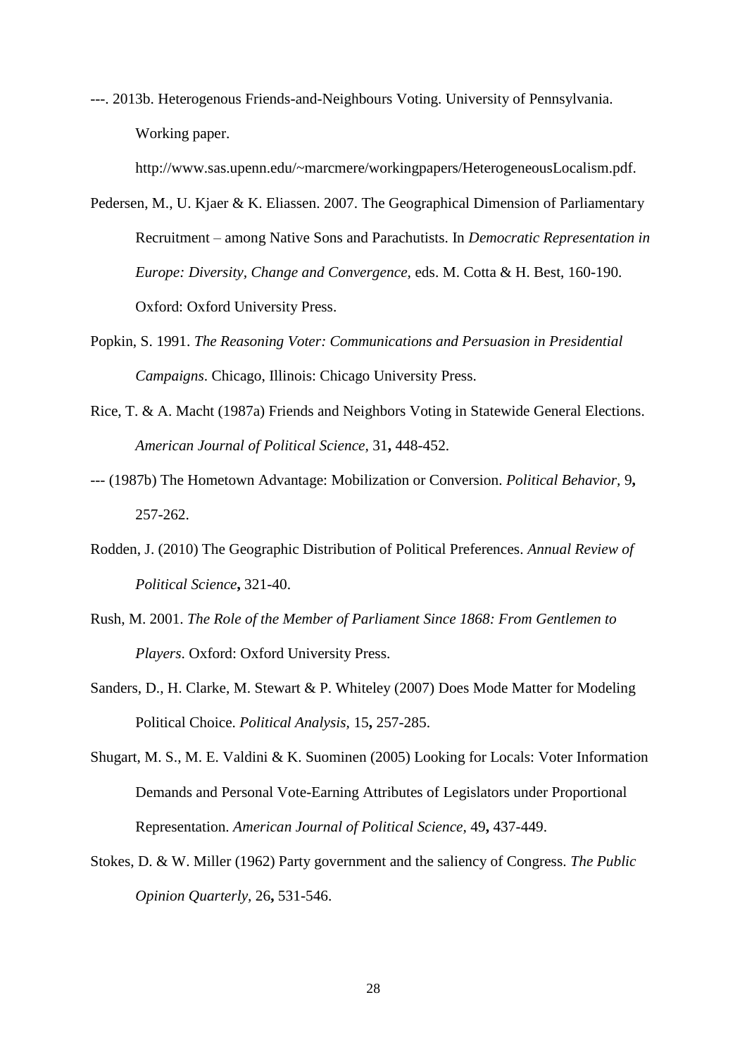---. 2013b. Heterogenous Friends-and-Neighbours Voting. University of Pennsylvania. Working paper. http://www.sas.upenn.edu/~marcmere/workingpapers/HeterogeneousLocalism.pdf.

Pedersen, M., U. Kjaer & K. Eliassen. 2007. The Geographical Dimension of Parliamentary Recruitment – among Native Sons and Parachutists. In *Democratic Representation in Europe: Diversity, Change and Convergence,* eds. M. Cotta & H. Best, 160-190. Oxford: Oxford University Press.

Popkin, S. 1991. *The Reasoning Voter: Communications and Persuasion in Presidential Campaigns*. Chicago, Illinois: Chicago University Press.

Rice, T. & A. Macht (1987a) Friends and Neighbors Voting in Statewide General Elections. *American Journal of Political Science,* 31**,** 448-452.

--- (1987b) The Hometown Advantage: Mobilization or Conversion. *Political Behavior,* 9**,** 257-262.

Rodden, J. (2010) The Geographic Distribution of Political Preferences. *Annual Review of Political Science***,** 321-40.

Rush, M. 2001. *The Role of the Member of Parliament Since 1868: From Gentlemen to Players*. Oxford: Oxford University Press.

Sanders, D., H. Clarke, M. Stewart & P. Whiteley (2007) Does Mode Matter for Modeling Political Choice. *Political Analysis,* 15**,** 257-285.

Shugart, M. S., M. E. Valdini & K. Suominen (2005) Looking for Locals: Voter Information Demands and Personal Vote-Earning Attributes of Legislators under Proportional Representation. *American Journal of Political Science,* 49**,** 437-449.

Stokes, D. & W. Miller (1962) Party government and the saliency of Congress. *The Public Opinion Quarterly,* 26**,** 531-546.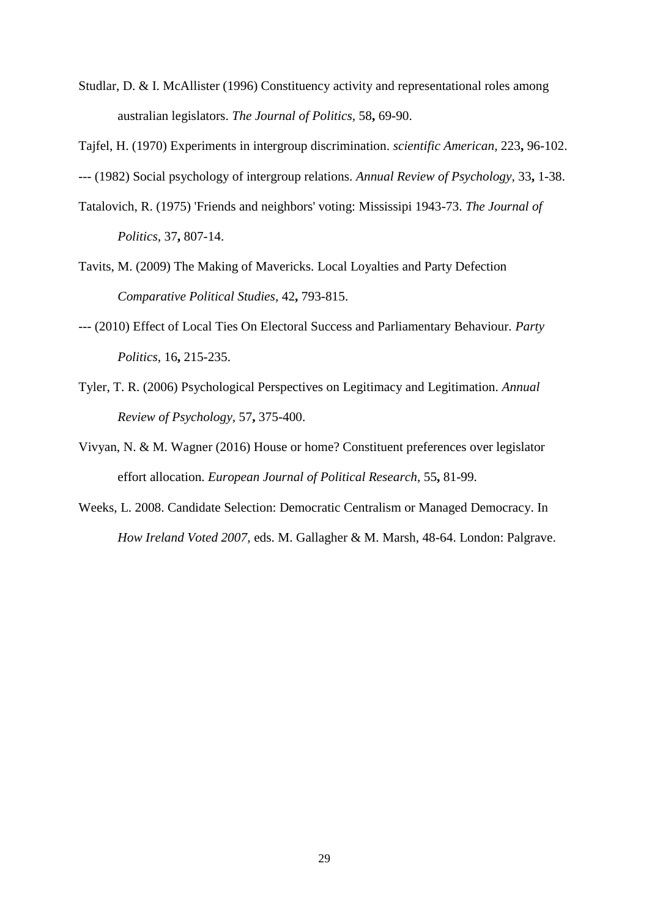Studlar, D. & I. McAllister (1996) Constituency activity and representational roles among australian legislators. *The Journal of Politics,* 58**,** 69-90.

Tajfel, H. (1970) Experiments in intergroup discrimination. *scientific American,* 223**,** 96-102.

--- (1982) Social psychology of intergroup relations. *Annual Review of Psychology,* 33**,** 1-38.

Tatalovich, R. (1975) 'Friends and neighbors' voting: Mississipi 1943-73. *The Journal of Politics,* 37**,** 807-14.

Tavits, M. (2009) The Making of Mavericks. Local Loyalties and Party Defection *Comparative Political Studies,* 42**,** 793-815.

--- (2010) Effect of Local Ties On Electoral Success and Parliamentary Behaviour. *Party Politics,* 16**,** 215-235.

Tyler, T. R. (2006) Psychological Perspectives on Legitimacy and Legitimation. *Annual Review of Psychology,* 57**,** 375-400.

Vivyan, N. & M. Wagner (2016) House or home? Constituent preferences over legislator effort allocation. *European Journal of Political Research,* 55**,** 81-99.

Weeks, L. 2008. Candidate Selection: Democratic Centralism or Managed Democracy. In *How Ireland Voted 2007,* eds. M. Gallagher & M. Marsh, 48-64. London: Palgrave.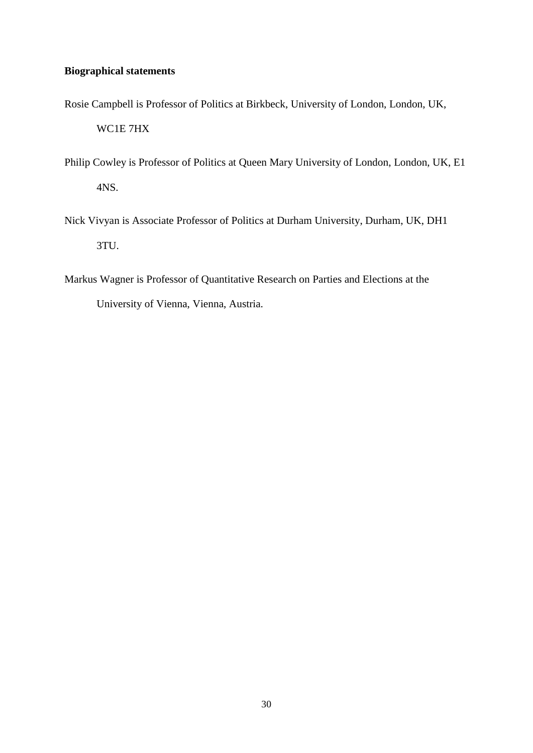**Biographical statements**

Rosie Campbell is Professor of Politics at Birkbeck, University of London, London, UK, WC1E 7HX

Philip Cowley is Professor of Politics at Queen Mary University of London, London, UK, E1 4NS.

Nick Vivyan is Associate Professor of Politics at Durham University, Durham, UK, DH1 3TU.

Markus Wagner is Professor of Quantitative Research on Parties and Elections at the University of Vienna, Vienna, Austria.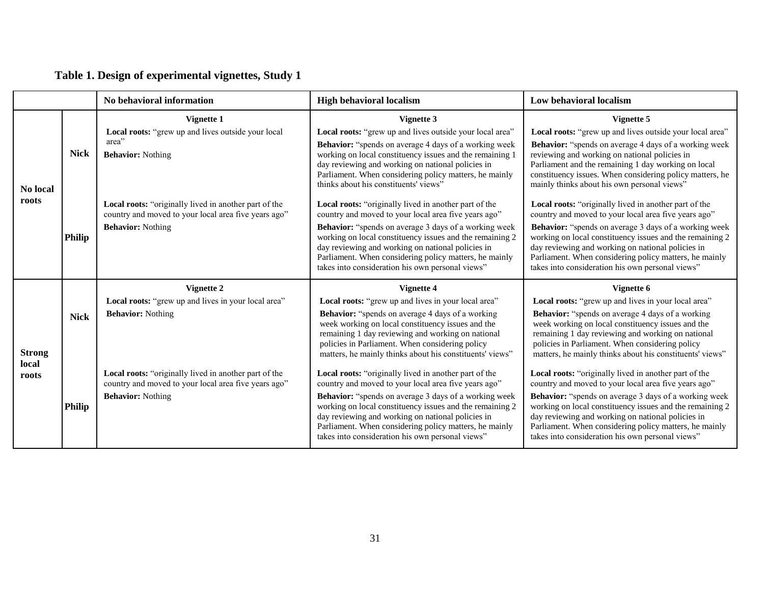**Table 1. Design of experimental vignettes, Study 1**

| | | No behavioral information | High behavioral localism | Low behavioral localism |
|---|---|---|---|---|
| **No local roots** | **Nick** | **Vignette 1**<br>**Local roots:** "grew up and lives outside your local area"<br>**Behavior:** Nothing | **Vignette 3**<br>**Local roots:** "grew up and lives outside your local area"<br>**Behavior:** "spends on average 4 days of a working week working on local constituency issues and the remaining 1 day reviewing and working on national policies in Parliament. When considering policy matters, he mainly thinks about his constituents' views" | **Vignette 5**<br>**Local roots:** "grew up and lives outside your local area"<br>**Behavior:** "spends on average 4 days of a working week reviewing and working on national policies in Parliament and the remaining 1 day working on local constituency issues. When considering policy matters, he mainly thinks about his own personal views" |
| | **Philip** | **Local roots:** "originally lived in another part of the country and moved to your local area five years ago"<br>**Behavior:** Nothing | **Local roots:** "originally lived in another part of the country and moved to your local area five years ago"<br>**Behavior:** "spends on average 3 days of a working week working on local constituency issues and the remaining 2 day reviewing and working on national policies in Parliament. When considering policy matters, he mainly takes into consideration his own personal views" | **Local roots:** "originally lived in another part of the country and moved to your local area five years ago"<br>**Behavior:** "spends on average 3 days of a working week working on local constituency issues and the remaining 2 day reviewing and working on national policies in Parliament. When considering policy matters, he mainly takes into consideration his own personal views" |
| **Strong local roots** | **Nick** | **Vignette 2**<br>**Local roots:** "grew up and lives in your local area"<br>**Behavior:** Nothing | **Vignette 4**<br>**Local roots:** "grew up and lives in your local area"<br>**Behavior:** "spends on average 4 days of a working week working on local constituency issues and the remaining 1 day reviewing and working on national policies in Parliament. When considering policy matters, he mainly thinks about his constituents' views" | **Vignette 6**<br>**Local roots:** "grew up and lives in your local area"<br>**Behavior:** "spends on average 4 days of a working week working on local constituency issues and the remaining 1 day reviewing and working on national policies in Parliament. When considering policy matters, he mainly thinks about his constituents' views" |
| | **Philip** | **Local roots:** "originally lived in another part of the country and moved to your local area five years ago"<br>**Behavior:** Nothing | **Local roots:** "originally lived in another part of the country and moved to your local area five years ago"<br>**Behavior:** "spends on average 3 days of a working week working on local constituency issues and the remaining 2 day reviewing and working on national policies in Parliament. When considering policy matters, he mainly takes into consideration his own personal views" | **Local roots:** "originally lived in another part of the country and moved to your local area five years ago"<br>**Behavior:** "spends on average 3 days of a working week working on local constituency issues and the remaining 2 day reviewing and working on national policies in Parliament. When considering policy matters, he mainly takes into consideration his own personal views" |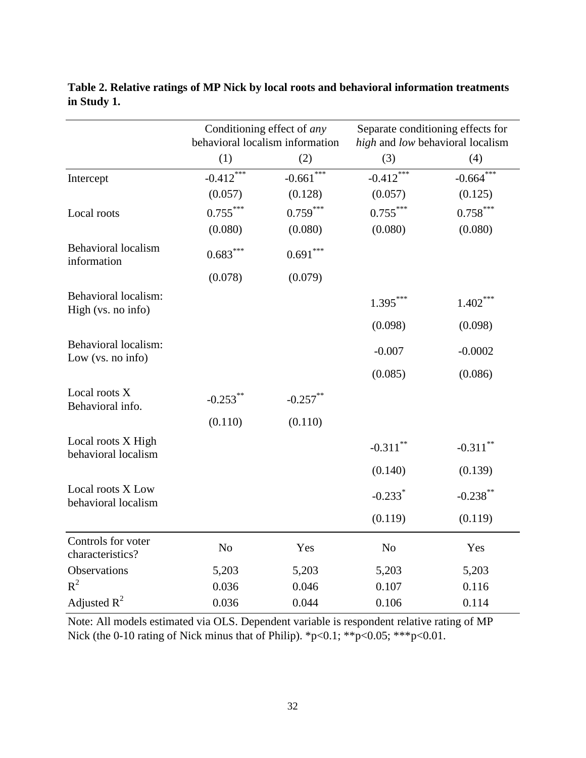**Table 2. Relative ratings of MP Nick by local roots and behavioral information treatments in Study 1.**

| | Conditioning effect of *any* behavioral localism information | | Separate conditioning effects for *high* and *low* behavioral localism | |
|---|---|---|---|---|
| | (1) | (2) | (3) | (4) |
| Intercept | $-0.412^{***}$ | $-0.661^{***}$ | $-0.412^{***}$ | $-0.664^{***}$ |
| | (0.057) | (0.128) | (0.057) | (0.125) |
| Local roots | $0.755^{***}$ | $0.759^{***}$ | $0.755^{***}$ | $0.758^{***}$ |
| | (0.080) | (0.080) | (0.080) | (0.080) |
| Behavioral localism information | $0.683^{***}$ | $0.691^{***}$ | | |
| | (0.078) | (0.079) | | |
| Behavioral localism: High (vs. no info) | | | $1.395^{***}$ | $1.402^{***}$ |
| | | | (0.098) | (0.098) |
| Behavioral localism: Low (vs. no info) | | | -0.007 | -0.0002 |
| | | | (0.085) | (0.086) |
| Local roots X Behavioral info. | $-0.253^{**}$ | $-0.257^{**}$ | | |
| | (0.110) | (0.110) | | |
| Local roots X High behavioral localism | | | $-0.311^{**}$ | $-0.311^{**}$ |
| | | | (0.140) | (0.139) |
| Local roots X Low behavioral localism | | | $-0.233^{*}$ | $-0.238^{**}$ |
| | | | (0.119) | (0.119) |
| Controls for voter characteristics? | No | Yes | No | Yes |
| Observations | 5,203 | 5,203 | 5,203 | 5,203 |
| $R^2$ | 0.036 | 0.046 | 0.107 | 0.116 |
| Adjusted $R^2$ | 0.036 | 0.044 | 0.106 | 0.114 |

Note: All models estimated via OLS. Dependent variable is respondent relative rating of MP Nick (the 0-10 rating of Nick minus that of Philip). *p<0.1; **p<0.05; ***p<0.01.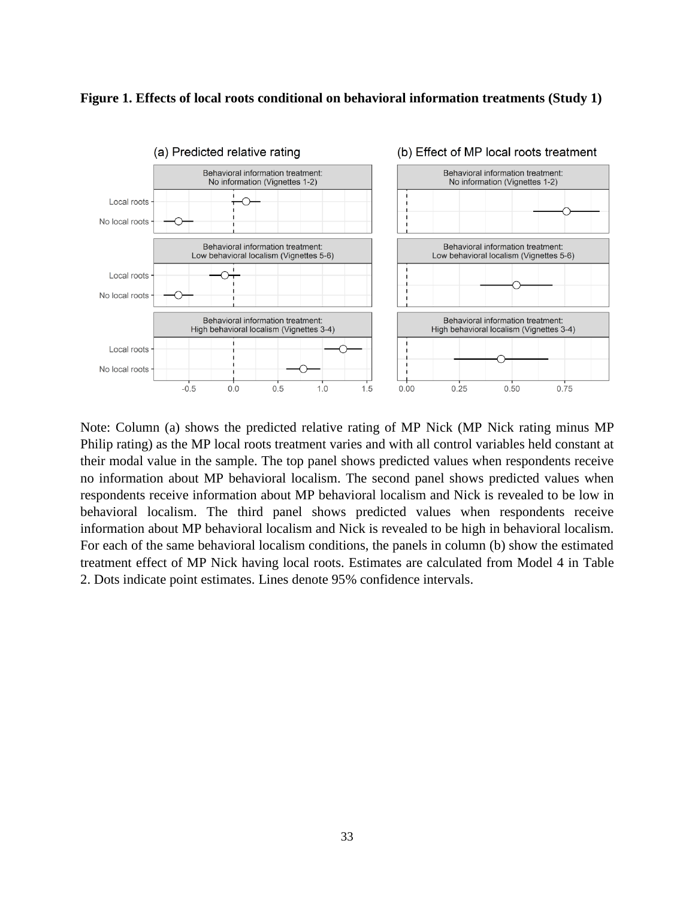**Figure 1. Effects of local roots conditional on behavioral information treatments (Study 1)**

Note: Column (a) shows the predicted relative rating of MP Nick (MP Nick rating minus MP Philip rating) as the MP local roots treatment varies and with all control variables held constant at their modal value in the sample. The top panel shows predicted values when respondents receive no information about MP behavioral localism. The second panel shows predicted values when respondents receive information about MP behavioral localism and Nick is revealed to be low in behavioral localism. The third panel shows predicted values when respondents receive information about MP behavioral localism and Nick is revealed to be high in behavioral localism. For each of the same behavioral localism conditions, the panels in column (b) show the estimated treatment effect of MP Nick having local roots. Estimates are calculated from Model 4 in Table 2. Dots indicate point estimates. Lines denote 95% confidence intervals.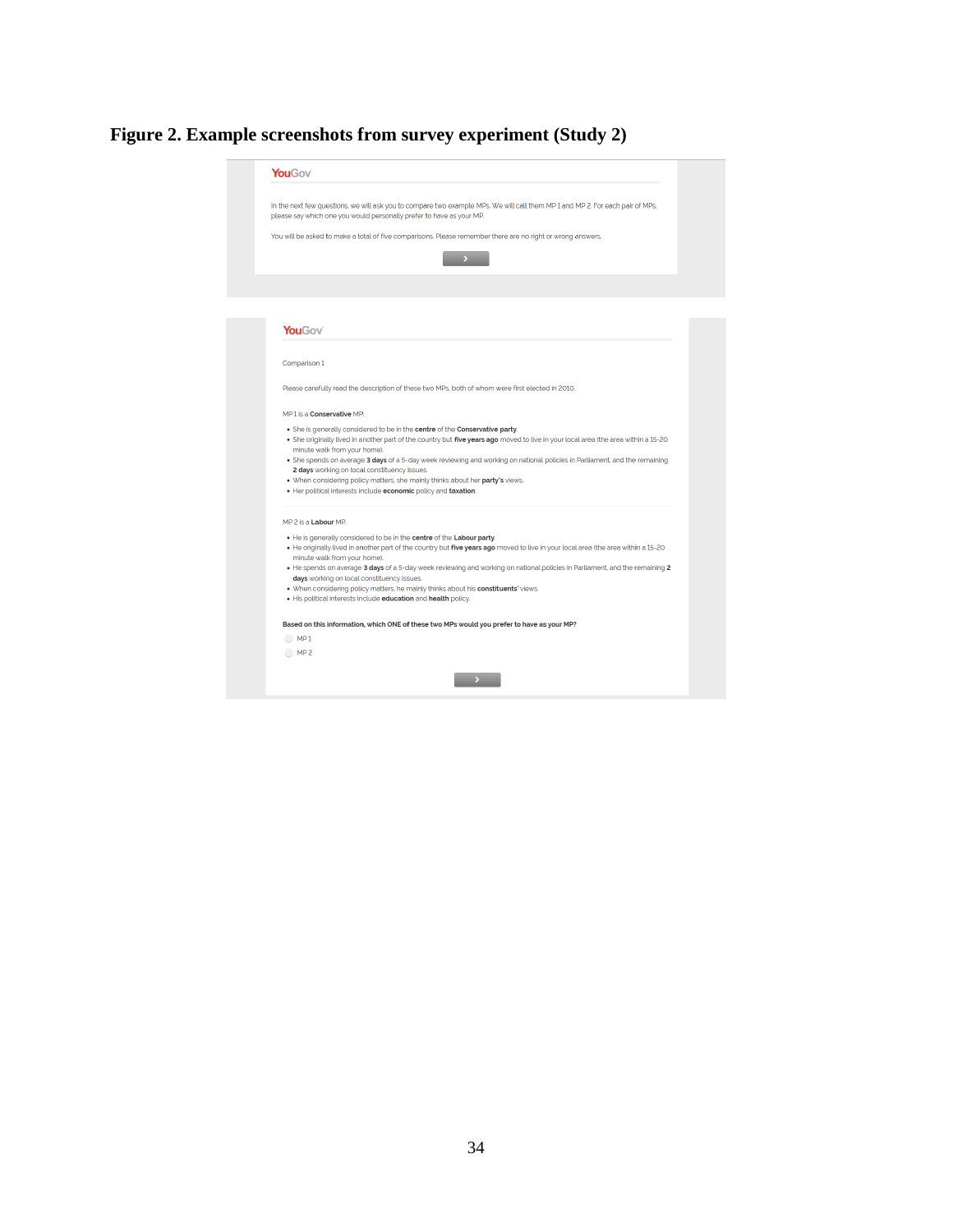# Figure 2. Example screenshots from survey experiment (Study 2)

YouGov

In the next few questions, we will ask you to compare two example MPs. We will call them MP 1 and MP 2. For each pair of MPs, please say which one you would personally prefer to have as your MP.

You will be asked to make a total of five comparisons. Please remember there are no right or wrong answers.

YouGov

Comparison 1

Please carefully read the description of these two MPs, both of whom were first elected in 2010.

MP 1 is a **Conservative** MP.

- She is generally considered to be in the **centre** of the **Conservative party**.
- She originally lived in another part of the country but **five years ago** moved to live in your local area (the area within a 15-20 minute walk from your home).
- She spends on average **3 days** of a 5-day week reviewing and working on national policies in Parliament, and the remaining **2 days** working on local constituency issues.
- When considering policy matters, she mainly thinks about her **party's** views.
- Her political interests include **economic** policy and **taxation**.

MP 2 is a **Labour** MP.

- He is generally considered to be in the **centre** of the **Labour party**.
- He originally lived in another part of the country but **five years ago** moved to live in your local area (the area within a 15-20 minute walk from your home).
- He spends on average **3 days** of a 5-day week reviewing and working on national policies in Parliament, and the remaining **2 days** working on local constituency issues.
- When considering policy matters, he mainly thinks about his **constituents'** views.
- His political interests include **education** and **health** policy.

**Based on this information, which ONE of these two MPs would you prefer to have as your MP?**

- MP 1
- MP 2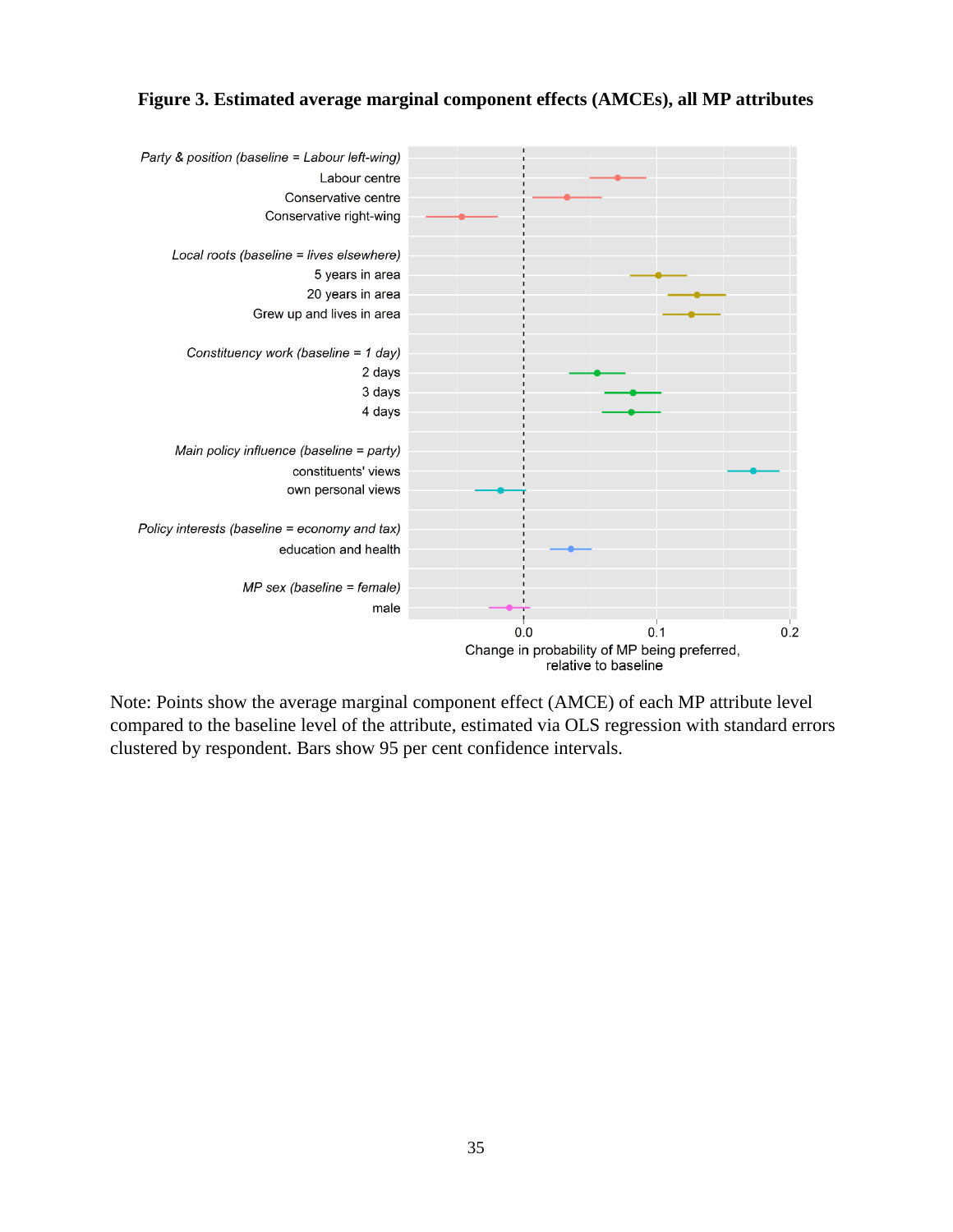**Figure 3. Estimated average marginal component effects (AMCEs), all MP attributes**

*Party & position (baseline = Labour left-wing)*
Labour centre
Conservative centre
Conservative right-wing

*Local roots (baseline = lives elsewhere)*
5 years in area
20 years in area
Grew up and lives in area

*Constituency work (baseline = 1 day)*
2 days
3 days
4 days

*Main policy influence (baseline = party)*
constituents' views
own personal views

*Policy interests (baseline = economy and tax)*
education and health

*MP sex (baseline = female)*
male

0.0
0.1
0.2

Change in probability of MP being preferred, relative to baseline

Note: Points show the average marginal component effect (AMCE) of each MP attribute level compared to the baseline level of the attribute, estimated via OLS regression with standard errors clustered by respondent. Bars show 95 per cent confidence intervals.